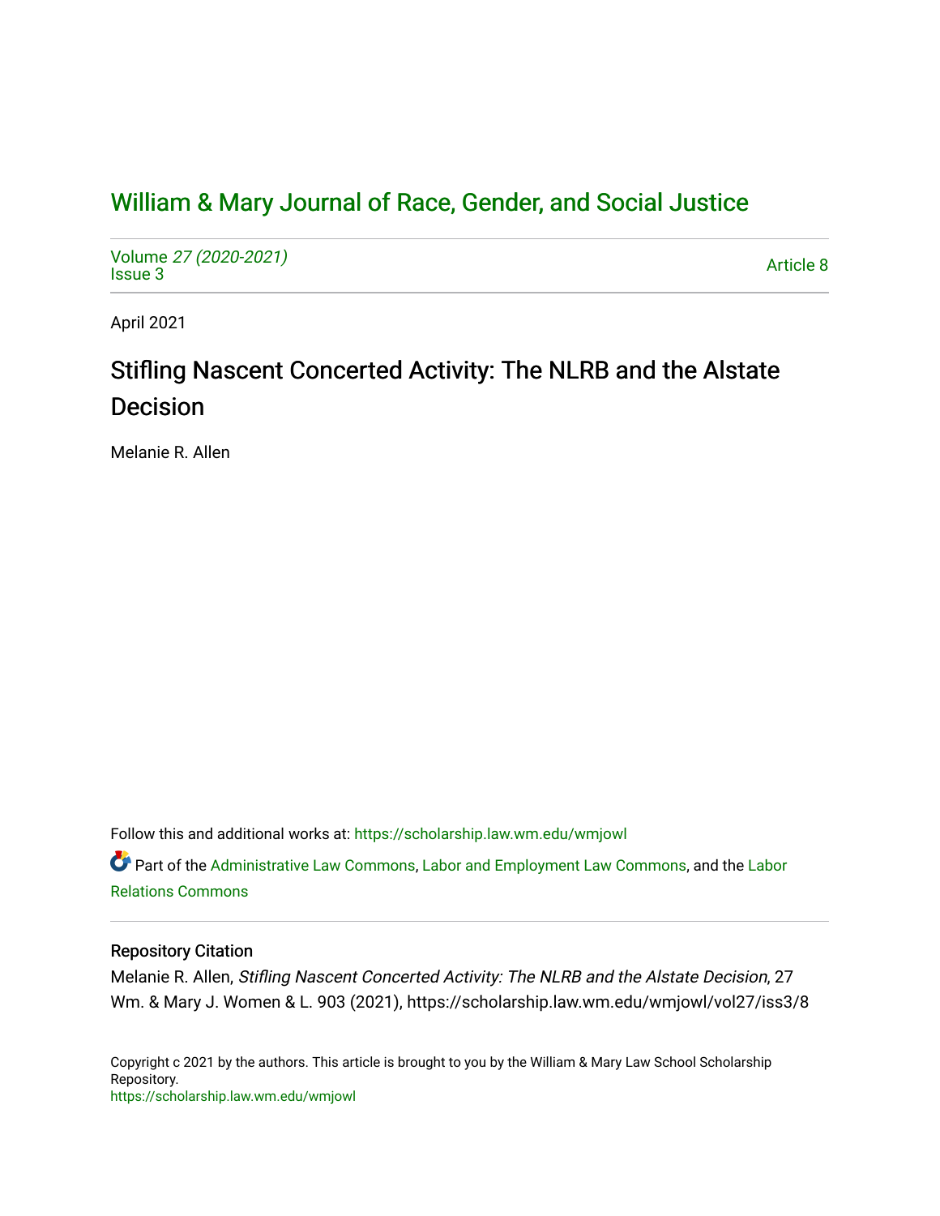# William & Mary Journal of Race, Gender, and Social Justice

Volume *27 (2020-2021)*
Issue 3

Article 8

April 2021

## Stifling Nascent Concerted Activity: The NLRB and the Alstate Decision

Melanie R. Allen

Follow this and additional works at: https://scholarship.law.wm.edu/wmjowl

Part of the Administrative Law Commons, Labor and Employment Law Commons, and the Labor Relations Commons

### Repository Citation

Melanie R. Allen, *Stifling Nascent Concerted Activity: The NLRB and the Alstate Decision*, 27 Wm. & Mary J. Women & L. 903 (2021), https://scholarship.law.wm.edu/wmjowl/vol27/iss3/8

Copyright c 2021 by the authors. This article is brought to you by the William & Mary Law School Scholarship Repository.
https://scholarship.law.wm.edu/wmjowl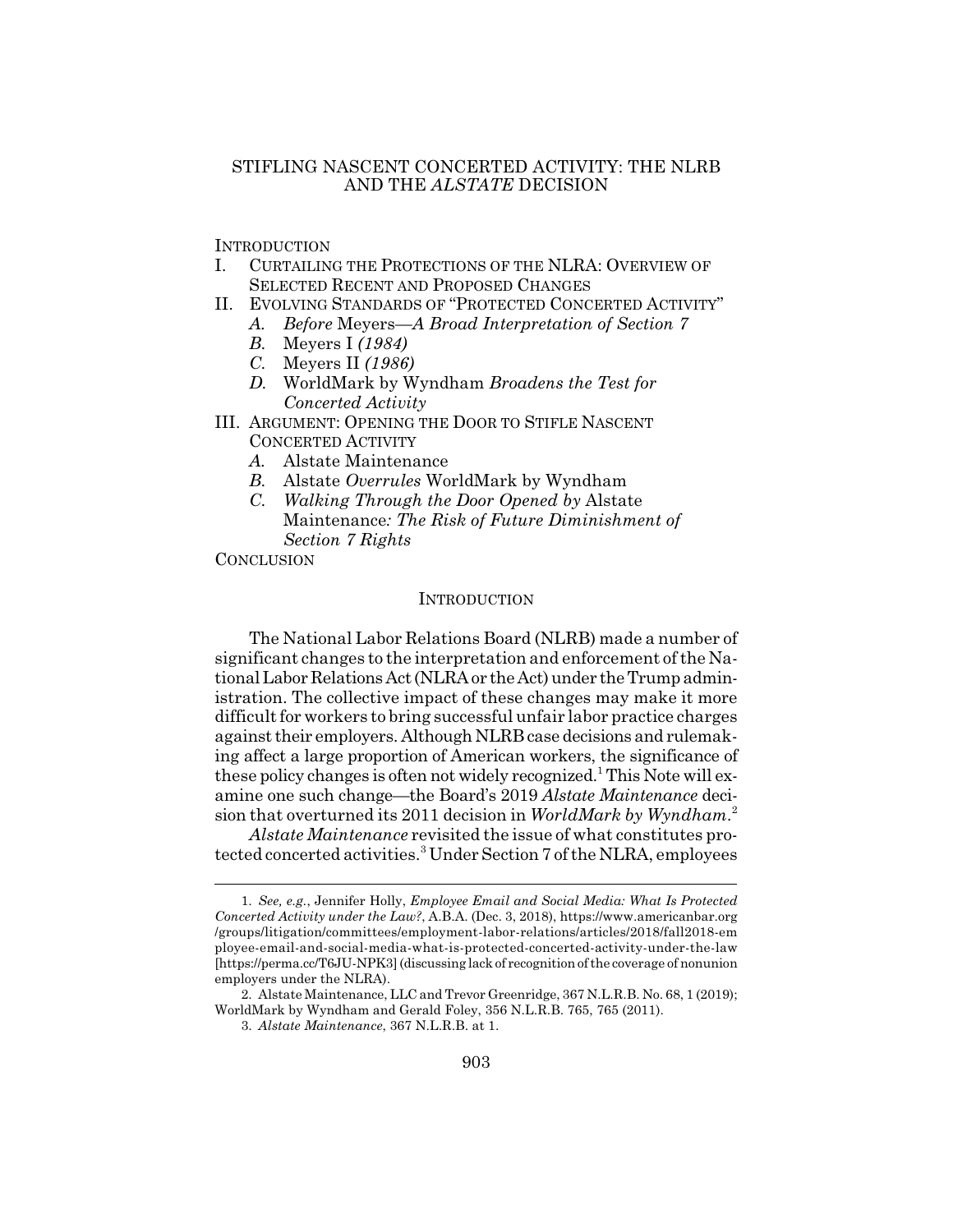# STIFLING NASCENT CONCERTED ACTIVITY: THE NLRB AND THE *ALSTATE* DECISION

INTRODUCTION

I. CURTAILING THE PROTECTIONS OF THE NLRA: OVERVIEW OF SELECTED RECENT AND PROPOSED CHANGES

II. EVOLVING STANDARDS OF "PROTECTED CONCERTED ACTIVITY"
   - *A. Before* Meyers*—A Broad Interpretation of Section 7*
   - *B.* Meyers I *(1984)*
   - *C.* Meyers II *(1986)*
   - *D.* WorldMark by Wyndham *Broadens the Test for Concerted Activity*

III. ARGUMENT: OPENING THE DOOR TO STIFLE NASCENT CONCERTED ACTIVITY
   - *A.* Alstate Maintenance
   - *B.* Alstate *Overrules* WorldMark by Wyndham
   - *C. Walking Through the Door Opened by* Alstate Maintenance*: The Risk of Future Diminishment of Section 7 Rights*

CONCLUSION

## INTRODUCTION

The National Labor Relations Board (NLRB) made a number of significant changes to the interpretation and enforcement of the National Labor Relations Act (NLRA or the Act) under the Trump administration. The collective impact of these changes may make it more difficult for workers to bring successful unfair labor practice charges against their employers. Although NLRB case decisions and rulemaking affect a large proportion of American workers, the significance of these policy changes is often not widely recognized.[1] This Note will examine one such change—the Board's 2019 *Alstate Maintenance* decision that overturned its 2011 decision in *WorldMark by Wyndham*.[2]

*Alstate Maintenance* revisited the issue of what constitutes protected concerted activities.[3] Under Section 7 of the NLRA, employees

---

1. *See, e.g.*, Jennifer Holly, *Employee Email and Social Media: What Is Protected Concerted Activity under the Law?*, A.B.A. (Dec. 3, 2018), https://www.americanbar.org/groups/litigation/committees/employment-labor-relations/articles/2018/fall2018-employee-email-and-social-media-what-is-protected-concerted-activity-under-the-law [https://perma.cc/T6JU-NPK3] (discussing lack of recognition of the coverage of nonunion employers under the NLRA).

2. Alstate Maintenance, LLC and Trevor Greenridge, 367 N.L.R.B. No. 68, 1 (2019); WorldMark by Wyndham and Gerald Foley, 356 N.L.R.B. 765, 765 (2011).

3. *Alstate Maintenance*, 367 N.L.R.B. at 1.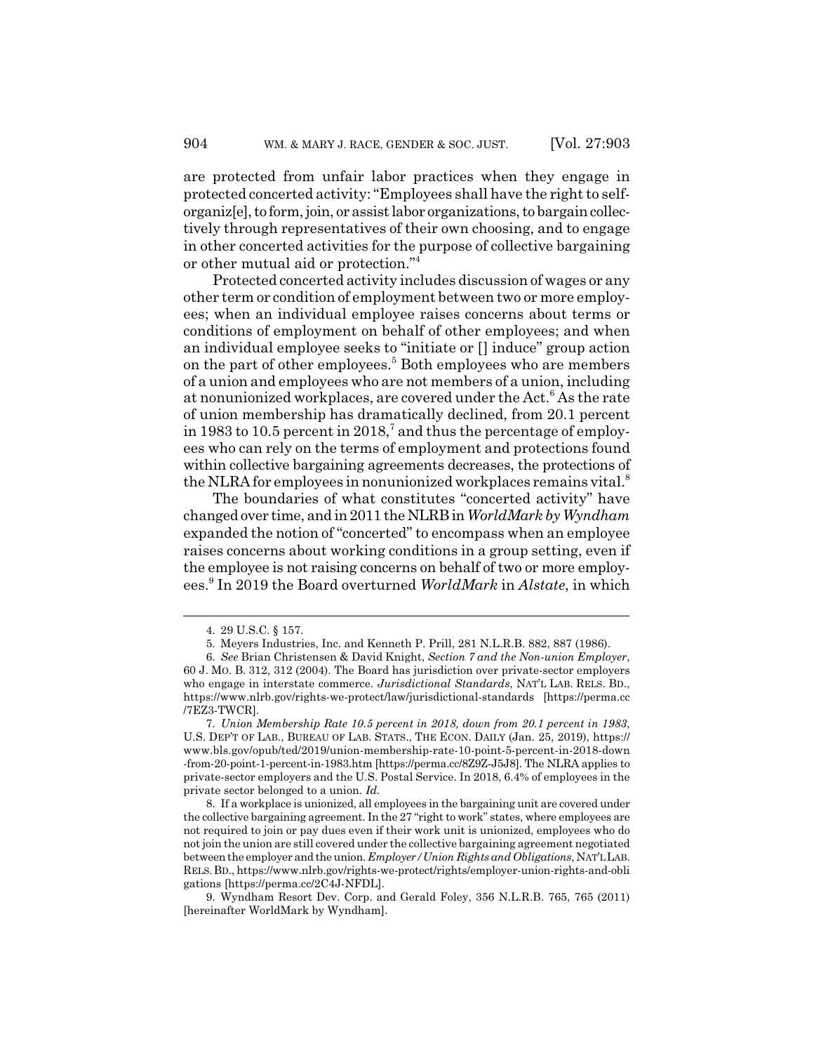are protected from unfair labor practices when they engage in protected concerted activity: "Employees shall have the right to self-organiz[e], to form, join, or assist labor organizations, to bargain collectively through representatives of their own choosing, and to engage in other concerted activities for the purpose of collective bargaining or other mutual aid or protection."[4]

Protected concerted activity includes discussion of wages or any other term or condition of employment between two or more employees; when an individual employee raises concerns about terms or conditions of employment on behalf of other employees; and when an individual employee seeks to "initiate or [] induce" group action on the part of other employees.[5] Both employees who are members of a union and employees who are not members of a union, including at nonunionized workplaces, are covered under the Act.[6] As the rate of union membership has dramatically declined, from 20.1 percent in 1983 to 10.5 percent in 2018,[7] and thus the percentage of employees who can rely on the terms of employment and protections found within collective bargaining agreements decreases, the protections of the NLRA for employees in nonunionized workplaces remains vital.[8]

The boundaries of what constitutes "concerted activity" have changed over time, and in 2011 the NLRB in *WorldMark by Wyndham* expanded the notion of "concerted" to encompass when an employee raises concerns about working conditions in a group setting, even if the employee is not raising concerns on behalf of two or more employees.[9] In 2019 the Board overturned *WorldMark* in *Alstate*, in which

---

4. 29 U.S.C. § 157.

5. Meyers Industries, Inc. and Kenneth P. Prill, 281 N.L.R.B. 882, 887 (1986).

6. *See* Brian Christensen & David Knight, *Section 7 and the Non-union Employer*, 60 J. MO. B. 312, 312 (2004). The Board has jurisdiction over private-sector employers who engage in interstate commerce. *Jurisdictional Standards*, NAT'L LAB. RELS. BD., https://www.nlrb.gov/rights-we-protect/law/jurisdictional-standards [https://perma.cc/7EZ3-TWCR].

7. *Union Membership Rate 10.5 percent in 2018, down from 20.1 percent in 1983*, U.S. DEP'T OF LAB., BUREAU OF LAB. STATS., THE ECON. DAILY (Jan. 25, 2019), https://www.bls.gov/opub/ted/2019/union-membership-rate-10-point-5-percent-in-2018-down-from-20-point-1-percent-in-1983.htm [https://perma.cc/8Z9Z-J5J8]. The NLRA applies to private-sector employers and the U.S. Postal Service. In 2018, 6.4% of employees in the private sector belonged to a union. *Id.*

8. If a workplace is unionized, all employees in the bargaining unit are covered under the collective bargaining agreement. In the 27 "right to work" states, where employees are not required to join or pay dues even if their work unit is unionized, employees who do not join the union are still covered under the collective bargaining agreement negotiated between the employer and the union. *Employer/Union Rights and Obligations*, NAT'L LAB. RELS. BD., https://www.nlrb.gov/rights-we-protect/rights/employer-union-rights-and-obligations [https://perma.cc/2C4J-NFDL].

9. Wyndham Resort Dev. Corp. and Gerald Foley, 356 N.L.R.B. 765, 765 (2011) [hereinafter WorldMark by Wyndham].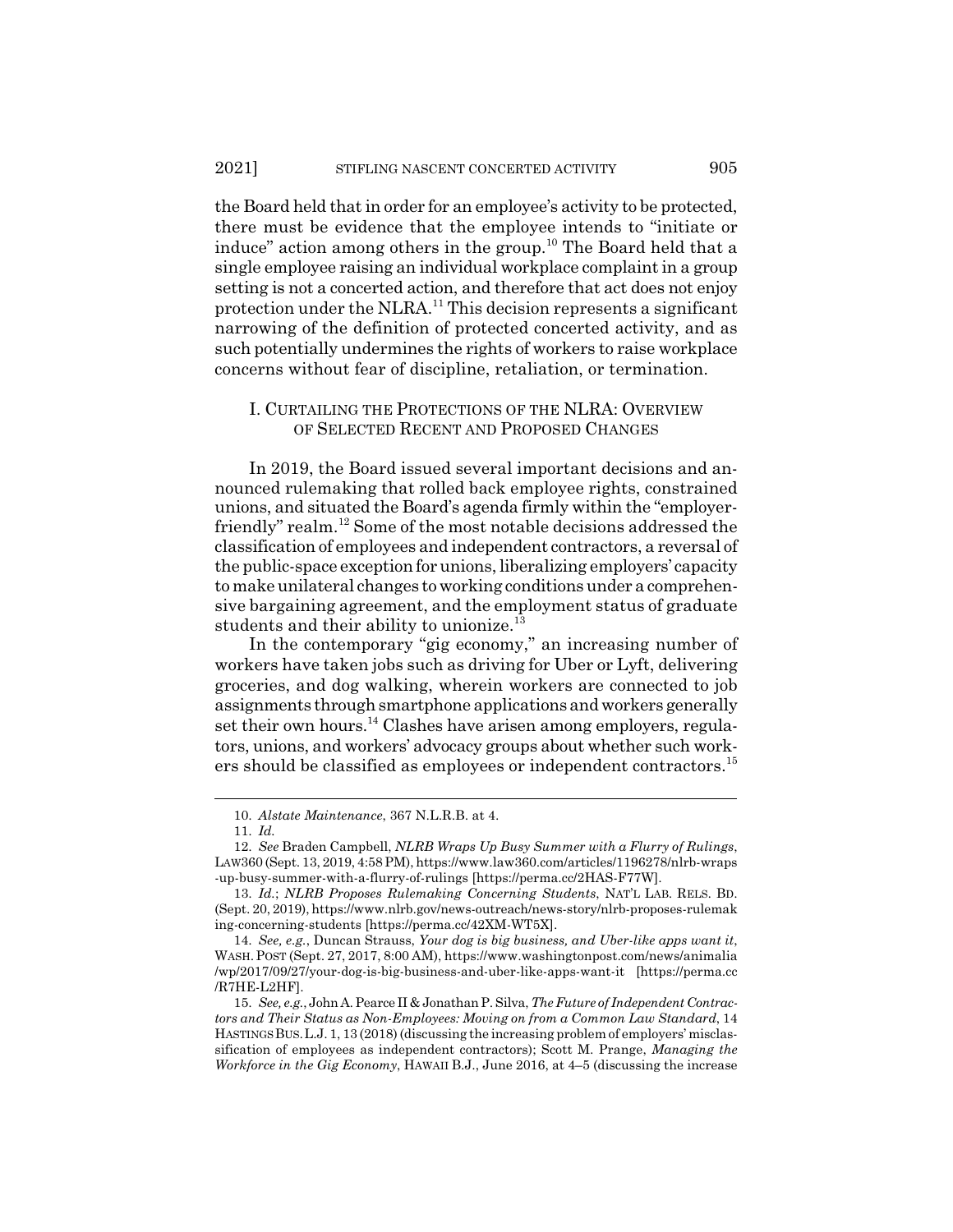the Board held that in order for an employee's activity to be protected, there must be evidence that the employee intends to "initiate or induce" action among others in the group.[10] The Board held that a single employee raising an individual workplace complaint in a group setting is not a concerted action, and therefore that act does not enjoy protection under the NLRA.[11] This decision represents a significant narrowing of the definition of protected concerted activity, and as such potentially undermines the rights of workers to raise workplace concerns without fear of discipline, retaliation, or termination.

## I. CURTAILING THE PROTECTIONS OF THE NLRA: OVERVIEW OF SELECTED RECENT AND PROPOSED CHANGES

In 2019, the Board issued several important decisions and announced rulemaking that rolled back employee rights, constrained unions, and situated the Board's agenda firmly within the "employer-friendly" realm.[12] Some of the most notable decisions addressed the classification of employees and independent contractors, a reversal of the public-space exception for unions, liberalizing employers' capacity to make unilateral changes to working conditions under a comprehensive bargaining agreement, and the employment status of graduate students and their ability to unionize.[13]

In the contemporary "gig economy," an increasing number of workers have taken jobs such as driving for Uber or Lyft, delivering groceries, and dog walking, wherein workers are connected to job assignments through smartphone applications and workers generally set their own hours.[14] Clashes have arisen among employers, regulators, unions, and workers' advocacy groups about whether such workers should be classified as employees or independent contractors.[15]

---

10. *Alstate Maintenance*, 367 N.L.R.B. at 4.

11. *Id.*

12. *See* Braden Campbell, *NLRB Wraps Up Busy Summer with a Flurry of Rulings*, LAW360 (Sept. 13, 2019, 4:58 PM), https://www.law360.com/articles/1196278/nlrb-wraps-up-busy-summer-with-a-flurry-of-rulings [https://perma.cc/2HAS-F77W].

13. *Id.*; *NLRB Proposes Rulemaking Concerning Students*, NAT'L LAB. RELS. BD. (Sept. 20, 2019), https://www.nlrb.gov/news-outreach/news-story/nlrb-proposes-rulemaking-concerning-students [https://perma.cc/42XM-WT5X].

14. *See, e.g.*, Duncan Strauss, *Your dog is big business, and Uber-like apps want it*, WASH. POST (Sept. 27, 2017, 8:00 AM), https://www.washingtonpost.com/news/animalia/wp/2017/09/27/your-dog-is-big-business-and-uber-like-apps-want-it [https://perma.cc/R7HE-L2HF].

15. *See, e.g.*, John A. Pearce II & Jonathan P. Silva, *The Future of Independent Contractors and Their Status as Non-Employees: Moving on from a Common Law Standard*, 14 HASTINGS BUS. L.J. 1, 13 (2018) (discussing the increasing problem of employers' misclassification of employees as independent contractors); Scott M. Prange, *Managing the Workforce in the Gig Economy*, HAWAII B.J., June 2016, at 4–5 (discussing the increase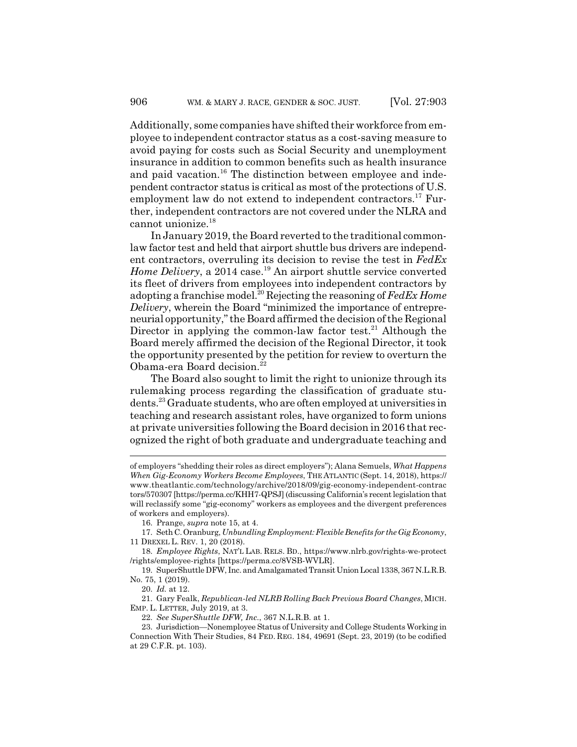Additionally, some companies have shifted their workforce from employee to independent contractor status as a cost-saving measure to avoid paying for costs such as Social Security and unemployment insurance in addition to common benefits such as health insurance and paid vacation.[16] The distinction between employee and independent contractor status is critical as most of the protections of U.S. employment law do not extend to independent contractors.[17] Further, independent contractors are not covered under the NLRA and cannot unionize.[18]

In January 2019, the Board reverted to the traditional common-law factor test and held that airport shuttle bus drivers are independent contractors, overruling its decision to revise the test in *FedEx Home Delivery*, a 2014 case.[19] An airport shuttle service converted its fleet of drivers from employees into independent contractors by adopting a franchise model.[20] Rejecting the reasoning of *FedEx Home Delivery*, wherein the Board "minimized the importance of entrepreneurial opportunity," the Board affirmed the decision of the Regional Director in applying the common-law factor test.[21] Although the Board merely affirmed the decision of the Regional Director, it took the opportunity presented by the petition for review to overturn the Obama-era Board decision.[22]

The Board also sought to limit the right to unionize through its rulemaking process regarding the classification of graduate students.[23] Graduate students, who are often employed at universities in teaching and research assistant roles, have organized to form unions at private universities following the Board decision in 2016 that recognized the right of both graduate and undergraduate teaching and

---

of employers "shedding their roles as direct employers"); Alana Semuels, *What Happens When Gig-Economy Workers Become Employees*, THE ATLANTIC (Sept. 14, 2018), https://www.theatlantic.com/technology/archive/2018/09/gig-economy-independent-contractors/570307 [https://perma.cc/KHH7-QPSJ] (discussing California's recent legislation that will reclassify some "gig-economy" workers as employees and the divergent preferences of workers and employers).

16. Prange, *supra* note 15, at 4.

17. Seth C. Oranburg, *Unbundling Employment: Flexible Benefits for the Gig Economy*, 11 DREXEL L. REV. 1, 20 (2018).

18. *Employee Rights*, NAT'L LAB. RELS. BD., https://www.nlrb.gov/rights-we-protect/rights/employee-rights [https://perma.cc/8VSB-WVLR].

19. SuperShuttle DFW, Inc. and Amalgamated Transit Union Local 1338, 367 N.L.R.B. No. 75, 1 (2019).

20. *Id.* at 12.

21. Gary Fealk, *Republican-led NLRB Rolling Back Previous Board Changes*, MICH. EMP. L. LETTER, July 2019, at 3.

22. *See SuperShuttle DFW, Inc.*, 367 N.L.R.B. at 1.

23. Jurisdiction—Nonemployee Status of University and College Students Working in Connection With Their Studies, 84 FED. REG. 184, 49691 (Sept. 23, 2019) (to be codified at 29 C.F.R. pt. 103).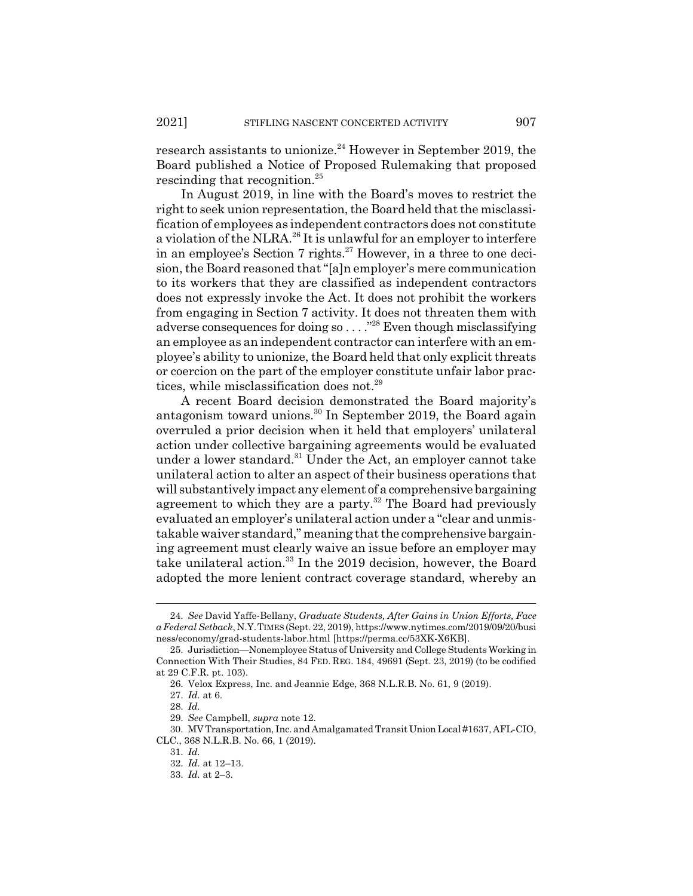research assistants to unionize.[24] However in September 2019, the Board published a Notice of Proposed Rulemaking that proposed rescinding that recognition.[25]

In August 2019, in line with the Board's moves to restrict the right to seek union representation, the Board held that the misclassification of employees as independent contractors does not constitute a violation of the NLRA.[26] It is unlawful for an employer to interfere in an employee's Section 7 rights.[27] However, in a three to one decision, the Board reasoned that "[a]n employer's mere communication to its workers that they are classified as independent contractors does not expressly invoke the Act. It does not prohibit the workers from engaging in Section 7 activity. It does not threaten them with adverse consequences for doing so . . . ."[28] Even though misclassifying an employee as an independent contractor can interfere with an employee's ability to unionize, the Board held that only explicit threats or coercion on the part of the employer constitute unfair labor practices, while misclassification does not.[29]

A recent Board decision demonstrated the Board majority's antagonism toward unions.[30] In September 2019, the Board again overruled a prior decision when it held that employers' unilateral action under collective bargaining agreements would be evaluated under a lower standard.[31] Under the Act, an employer cannot take unilateral action to alter an aspect of their business operations that will substantively impact any element of a comprehensive bargaining agreement to which they are a party.[32] The Board had previously evaluated an employer's unilateral action under a "clear and unmistakable waiver standard," meaning that the comprehensive bargaining agreement must clearly waive an issue before an employer may take unilateral action.[33] In the 2019 decision, however, the Board adopted the more lenient contract coverage standard, whereby an

---

24. *See* David Yaffe-Bellany, *Graduate Students, After Gains in Union Efforts, Face a Federal Setback*, N.Y. TIMES (Sept. 22, 2019), https://www.nytimes.com/2019/09/20/business/economy/grad-students-labor.html [https://perma.cc/53XK-X6KB].

25. Jurisdiction—Nonemployee Status of University and College Students Working in Connection With Their Studies, 84 FED. REG. 184, 49691 (Sept. 23, 2019) (to be codified at 29 C.F.R. pt. 103).

26. Velox Express, Inc. and Jeannie Edge, 368 N.L.R.B. No. 61, 9 (2019).

27. *Id.* at 6.

28. *Id.*

29. *See* Campbell, *supra* note 12.

30. MV Transportation, Inc. and Amalgamated Transit Union Local #1637, AFL-CIO, CLC., 368 N.L.R.B. No. 66, 1 (2019).

31. *Id.*

32. *Id.* at 12–13.

33. *Id.* at 2–3.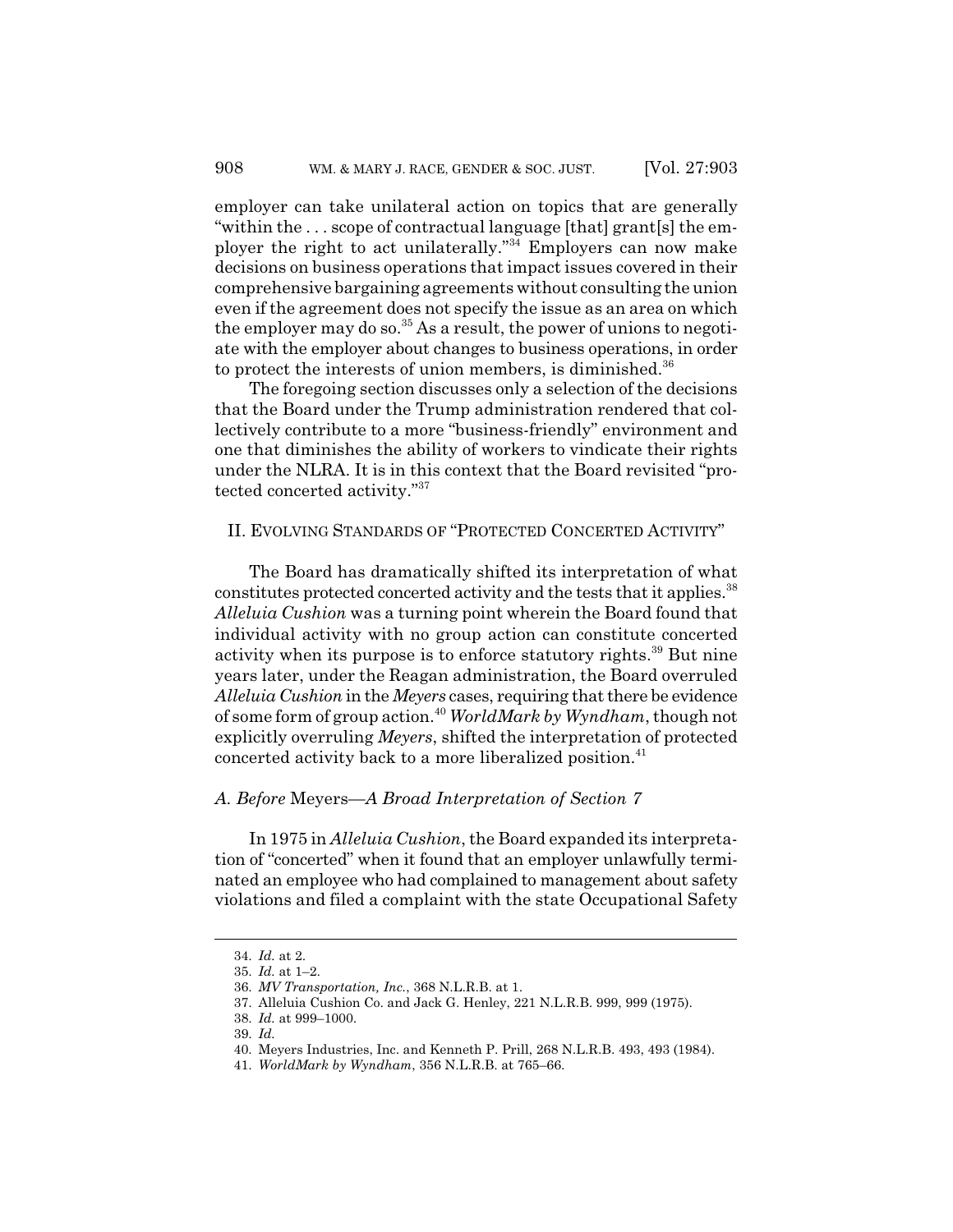employer can take unilateral action on topics that are generally "within the . . . scope of contractual language [that] grant[s] the employer the right to act unilaterally."[34] Employers can now make decisions on business operations that impact issues covered in their comprehensive bargaining agreements without consulting the union even if the agreement does not specify the issue as an area on which the employer may do so.[35] As a result, the power of unions to negotiate with the employer about changes to business operations, in order to protect the interests of union members, is diminished.[36]

The foregoing section discusses only a selection of the decisions that the Board under the Trump administration rendered that collectively contribute to a more "business-friendly" environment and one that diminishes the ability of workers to vindicate their rights under the NLRA. It is in this context that the Board revisited "protected concerted activity."[37]

## II. EVOLVING STANDARDS OF "PROTECTED CONCERTED ACTIVITY"

The Board has dramatically shifted its interpretation of what constitutes protected concerted activity and the tests that it applies.[38] *Alleluia Cushion* was a turning point wherein the Board found that individual activity with no group action can constitute concerted activity when its purpose is to enforce statutory rights.[39] But nine years later, under the Reagan administration, the Board overruled *Alleluia Cushion* in the *Meyers* cases, requiring that there be evidence of some form of group action.[40] *WorldMark by Wyndham*, though not explicitly overruling *Meyers*, shifted the interpretation of protected concerted activity back to a more liberalized position.[41]

### *A. Before* Meyers*—A Broad Interpretation of Section 7*

In 1975 in *Alleluia Cushion*, the Board expanded its interpretation of "concerted" when it found that an employer unlawfully terminated an employee who had complained to management about safety violations and filed a complaint with the state Occupational Safety

---

34. *Id.* at 2.
35. *Id.* at 1–2.
36. *MV Transportation, Inc.*, 368 N.L.R.B. at 1.
37. Alleluia Cushion Co. and Jack G. Henley, 221 N.L.R.B. 999, 999 (1975).
38. *Id.* at 999–1000.
39. *Id.*
40. Meyers Industries, Inc. and Kenneth P. Prill, 268 N.L.R.B. 493, 493 (1984).
41. *WorldMark by Wyndham*, 356 N.L.R.B. at 765–66.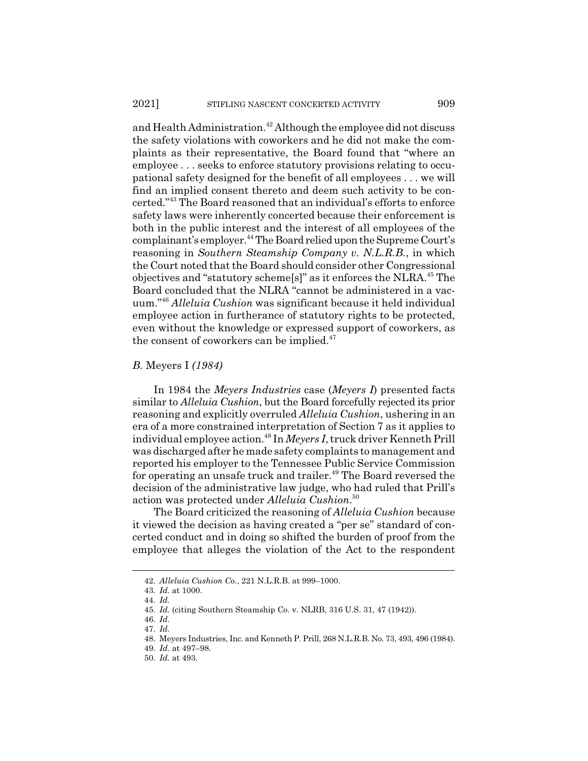and Health Administration.[42] Although the employee did not discuss the safety violations with coworkers and he did not make the complaints as their representative, the Board found that "where an employee . . . seeks to enforce statutory provisions relating to occupational safety designed for the benefit of all employees . . . we will find an implied consent thereto and deem such activity to be concerted."[43] The Board reasoned that an individual's efforts to enforce safety laws were inherently concerted because their enforcement is both in the public interest and the interest of all employees of the complainant's employer.[44] The Board relied upon the Supreme Court's reasoning in *Southern Steamship Company v. N.L.R.B.*, in which the Court noted that the Board should consider other Congressional objectives and "statutory scheme[s]" as it enforces the NLRA.[45] The Board concluded that the NLRA "cannot be administered in a vacuum."[46] *Alleluia Cushion* was significant because it held individual employee action in furtherance of statutory rights to be protected, even without the knowledge or expressed support of coworkers, as the consent of coworkers can be implied.[47]

### *B.* Meyers I *(1984)*

In 1984 the *Meyers Industries* case (*Meyers I*) presented facts similar to *Alleluia Cushion*, but the Board forcefully rejected its prior reasoning and explicitly overruled *Alleluia Cushion*, ushering in an era of a more constrained interpretation of Section 7 as it applies to individual employee action.[48] In *Meyers I*, truck driver Kenneth Prill was discharged after he made safety complaints to management and reported his employer to the Tennessee Public Service Commission for operating an unsafe truck and trailer.[49] The Board reversed the decision of the administrative law judge, who had ruled that Prill's action was protected under *Alleluia Cushion*.[50]

The Board criticized the reasoning of *Alleluia Cushion* because it viewed the decision as having created a "per se" standard of concerted conduct and in doing so shifted the burden of proof from the employee that alleges the violation of the Act to the respondent

---

42. *Alleluia Cushion Co.*, 221 N.L.R.B. at 999–1000.

43. *Id.* at 1000.

44. *Id.*

45. *Id.* (citing Southern Steamship Co. v. NLRB, 316 U.S. 31, 47 (1942)).

46. *Id.*

47. *Id.*

48. Meyers Industries, Inc. and Kenneth P. Prill, 268 N.L.R.B. No. 73, 493, 496 (1984).

49. *Id.* at 497–98.

50. *Id.* at 493.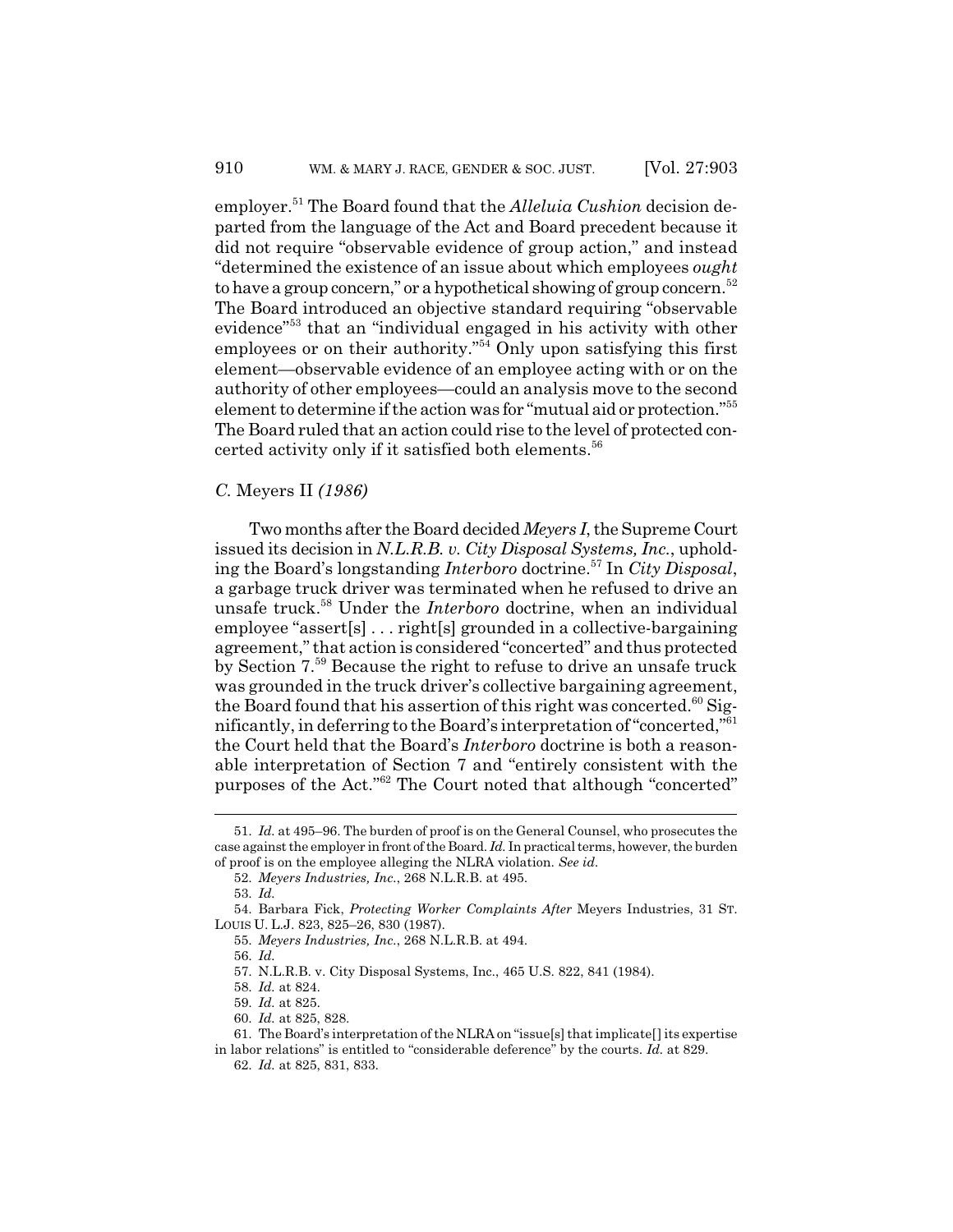employer.[51] The Board found that the *Alleluia Cushion* decision departed from the language of the Act and Board precedent because it did not require "observable evidence of group action," and instead "determined the existence of an issue about which employees *ought* to have a group concern," or a hypothetical showing of group concern.[52] The Board introduced an objective standard requiring "observable evidence"[53] that an "individual engaged in his activity with other employees or on their authority."[54] Only upon satisfying this first element—observable evidence of an employee acting with or on the authority of other employees—could an analysis move to the second element to determine if the action was for "mutual aid or protection."[55] The Board ruled that an action could rise to the level of protected concerted activity only if it satisfied both elements.[56]

### *C.* Meyers II *(1986)*

Two months after the Board decided *Meyers I*, the Supreme Court issued its decision in *N.L.R.B. v. City Disposal Systems, Inc.*, upholding the Board's longstanding *Interboro* doctrine.[57] In *City Disposal*, a garbage truck driver was terminated when he refused to drive an unsafe truck.[58] Under the *Interboro* doctrine, when an individual employee "assert[s] . . . right[s] grounded in a collective-bargaining agreement," that action is considered "concerted" and thus protected by Section 7.[59] Because the right to refuse to drive an unsafe truck was grounded in the truck driver's collective bargaining agreement, the Board found that his assertion of this right was concerted.[60] Significantly, in deferring to the Board's interpretation of "concerted,"[61] the Court held that the Board's *Interboro* doctrine is both a reasonable interpretation of Section 7 and "entirely consistent with the purposes of the Act."[62] The Court noted that although "concerted"

---

51. *Id.* at 495–96. The burden of proof is on the General Counsel, who prosecutes the case against the employer in front of the Board. *Id.* In practical terms, however, the burden of proof is on the employee alleging the NLRA violation. *See id.*

52. *Meyers Industries, Inc.*, 268 N.L.R.B. at 495.

53. *Id.*

54. Barbara Fick, *Protecting Worker Complaints After* Meyers Industries, 31 ST. LOUIS U. L.J. 823, 825–26, 830 (1987).

55. *Meyers Industries, Inc.*, 268 N.L.R.B. at 494.

56. *Id.*

57. N.L.R.B. v. City Disposal Systems, Inc., 465 U.S. 822, 841 (1984).

58. *Id.* at 824.

59. *Id.* at 825.

60. *Id.* at 825, 828.

61. The Board's interpretation of the NLRA on "issue[s] that implicate[] its expertise in labor relations" is entitled to "considerable deference" by the courts. *Id.* at 829.

62. *Id.* at 825, 831, 833.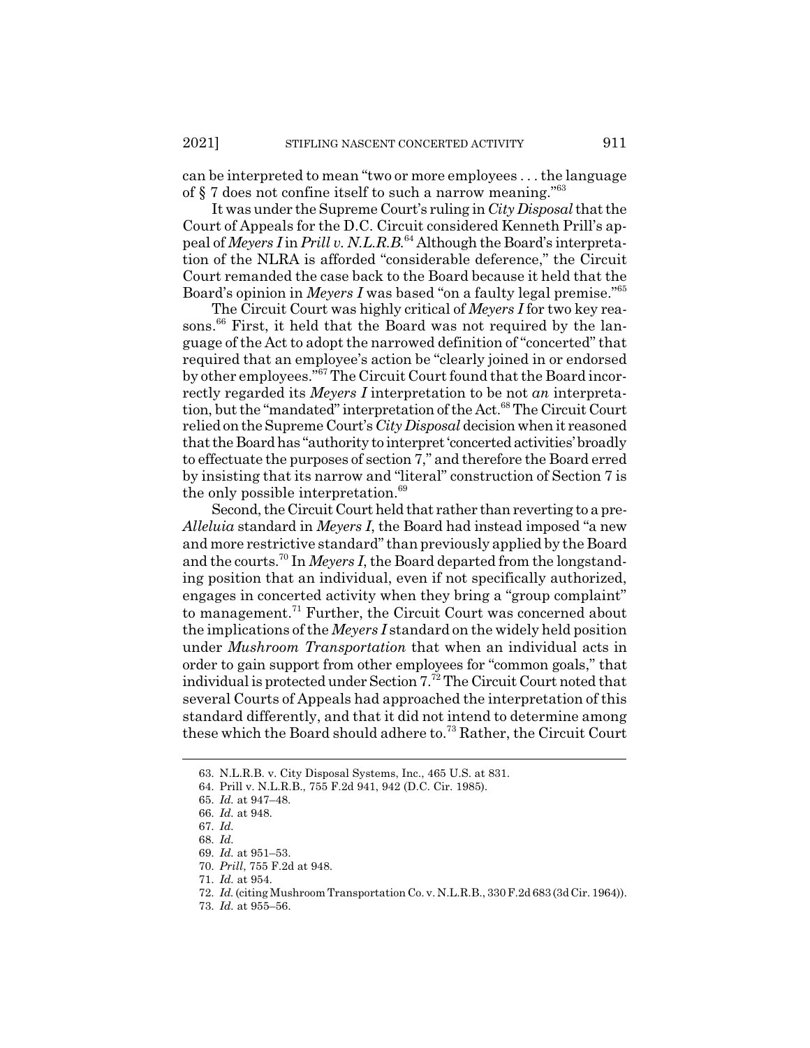can be interpreted to mean "two or more employees . . . the language of § 7 does not confine itself to such a narrow meaning."[63]

It was under the Supreme Court's ruling in *City Disposal* that the Court of Appeals for the D.C. Circuit considered Kenneth Prill's appeal of *Meyers I* in *Prill v. N.L.R.B.*[64] Although the Board's interpretation of the NLRA is afforded "considerable deference," the Circuit Court remanded the case back to the Board because it held that the Board's opinion in *Meyers I* was based "on a faulty legal premise."[65]

The Circuit Court was highly critical of *Meyers I* for two key reasons.[66] First, it held that the Board was not required by the language of the Act to adopt the narrowed definition of "concerted" that required that an employee's action be "clearly joined in or endorsed by other employees."[67] The Circuit Court found that the Board incorrectly regarded its *Meyers I* interpretation to be not *an* interpretation, but the "mandated" interpretation of the Act.[68] The Circuit Court relied on the Supreme Court's *City Disposal* decision when it reasoned that the Board has "authority to interpret 'concerted activities' broadly to effectuate the purposes of section 7," and therefore the Board erred by insisting that its narrow and "literal" construction of Section 7 is the only possible interpretation.[69]

Second, the Circuit Court held that rather than reverting to a pre-*Alleluia* standard in *Meyers I*, the Board had instead imposed "a new and more restrictive standard" than previously applied by the Board and the courts.[70] In *Meyers I*, the Board departed from the longstanding position that an individual, even if not specifically authorized, engages in concerted activity when they bring a "group complaint" to management.[71] Further, the Circuit Court was concerned about the implications of the *Meyers I* standard on the widely held position under *Mushroom Transportation* that when an individual acts in order to gain support from other employees for "common goals," that individual is protected under Section 7.[72] The Circuit Court noted that several Courts of Appeals had approached the interpretation of this standard differently, and that it did not intend to determine among these which the Board should adhere to.[73] Rather, the Circuit Court

---

63. N.L.R.B. v. City Disposal Systems, Inc., 465 U.S. at 831.

64. Prill v. N.L.R.B., 755 F.2d 941, 942 (D.C. Cir. 1985).

65. *Id.* at 947–48.

66. *Id.* at 948.

67. *Id.*

68. *Id.*

69. *Id.* at 951–53.

70. *Prill*, 755 F.2d at 948.

71. *Id.* at 954.

72. *Id.* (citing Mushroom Transportation Co. v. N.L.R.B., 330 F.2d 683 (3d Cir. 1964)).

73. *Id.* at 955–56.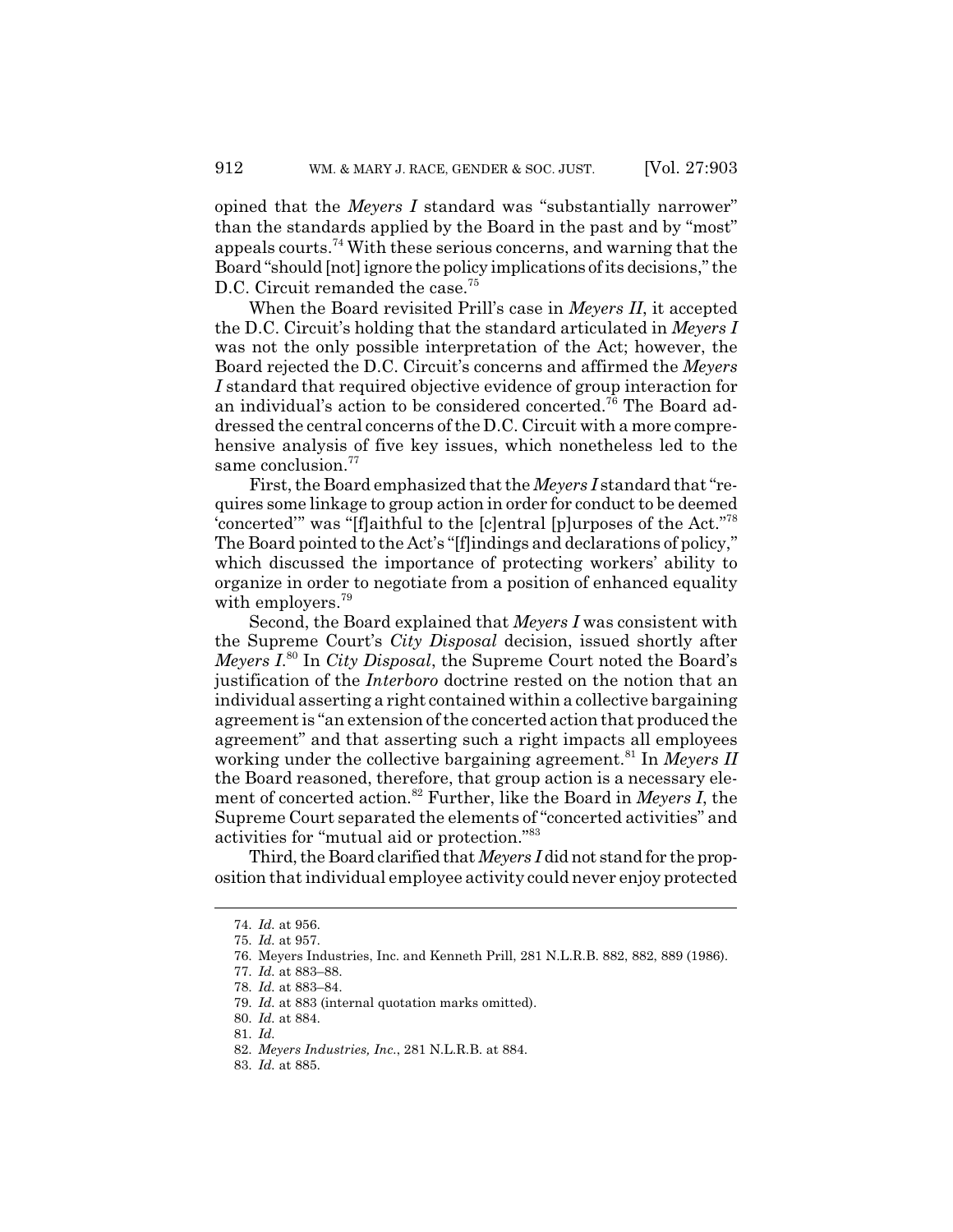opined that the *Meyers I* standard was "substantially narrower" than the standards applied by the Board in the past and by "most" appeals courts.[74] With these serious concerns, and warning that the Board "should [not] ignore the policy implications of its decisions," the D.C. Circuit remanded the case.[75]

When the Board revisited Prill's case in *Meyers II*, it accepted the D.C. Circuit's holding that the standard articulated in *Meyers I* was not the only possible interpretation of the Act; however, the Board rejected the D.C. Circuit's concerns and affirmed the *Meyers I* standard that required objective evidence of group interaction for an individual's action to be considered concerted.[76] The Board addressed the central concerns of the D.C. Circuit with a more comprehensive analysis of five key issues, which nonetheless led to the same conclusion.[77]

First, the Board emphasized that the *Meyers I* standard that "requires some linkage to group action in order for conduct to be deemed 'concerted'" was "[f]aithful to the [c]entral [p]urposes of the Act."[78] The Board pointed to the Act's "[f]indings and declarations of policy," which discussed the importance of protecting workers' ability to organize in order to negotiate from a position of enhanced equality with employers.[79]

Second, the Board explained that *Meyers I* was consistent with the Supreme Court's *City Disposal* decision, issued shortly after *Meyers I*.[80] In *City Disposal*, the Supreme Court noted the Board's justification of the *Interboro* doctrine rested on the notion that an individual asserting a right contained within a collective bargaining agreement is "an extension of the concerted action that produced the agreement" and that asserting such a right impacts all employees working under the collective bargaining agreement.[81] In *Meyers II* the Board reasoned, therefore, that group action is a necessary element of concerted action.[82] Further, like the Board in *Meyers I*, the Supreme Court separated the elements of "concerted activities" and activities for "mutual aid or protection."[83]

Third, the Board clarified that *Meyers I* did not stand for the proposition that individual employee activity could never enjoy protected

---

74. *Id.* at 956.

75. *Id.* at 957.

76. Meyers Industries, Inc. and Kenneth Prill, 281 N.L.R.B. 882, 882, 889 (1986).

77. *Id.* at 883–88.

78. *Id.* at 883–84.

79. *Id.* at 883 (internal quotation marks omitted).

80. *Id.* at 884.

81. *Id.*

82. *Meyers Industries, Inc.*, 281 N.L.R.B. at 884.

83. *Id.* at 885.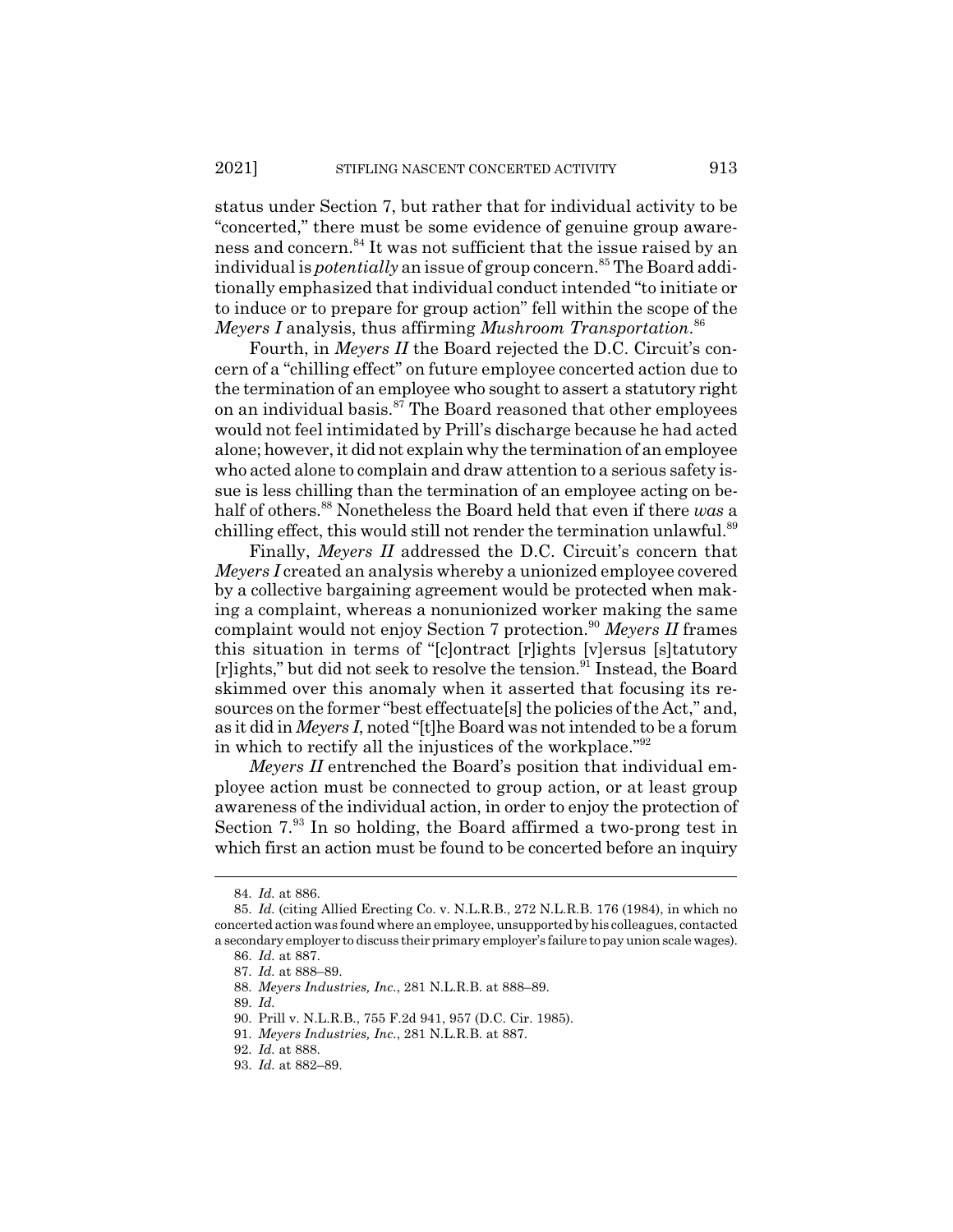status under Section 7, but rather that for individual activity to be "concerted," there must be some evidence of genuine group awareness and concern.[84] It was not sufficient that the issue raised by an individual is *potentially* an issue of group concern.[85] The Board additionally emphasized that individual conduct intended "to initiate or to induce or to prepare for group action" fell within the scope of the *Meyers I* analysis, thus affirming *Mushroom Transportation*.[86]

Fourth, in *Meyers II* the Board rejected the D.C. Circuit's concern of a "chilling effect" on future employee concerted action due to the termination of an employee who sought to assert a statutory right on an individual basis.[87] The Board reasoned that other employees would not feel intimidated by Prill's discharge because he had acted alone; however, it did not explain why the termination of an employee who acted alone to complain and draw attention to a serious safety issue is less chilling than the termination of an employee acting on behalf of others.[88] Nonetheless the Board held that even if there *was* a chilling effect, this would still not render the termination unlawful.[89]

Finally, *Meyers II* addressed the D.C. Circuit's concern that *Meyers I* created an analysis whereby a unionized employee covered by a collective bargaining agreement would be protected when making a complaint, whereas a nonunionized worker making the same complaint would not enjoy Section 7 protection.[90] *Meyers II* frames this situation in terms of "[c]ontract [r]ights [v]ersus [s]tatutory [r]ights," but did not seek to resolve the tension.[91] Instead, the Board skimmed over this anomaly when it asserted that focusing its resources on the former "best effectuate[s] the policies of the Act," and, as it did in *Meyers I*, noted "[t]he Board was not intended to be a forum in which to rectify all the injustices of the workplace."[92]

*Meyers II* entrenched the Board's position that individual employee action must be connected to group action, or at least group awareness of the individual action, in order to enjoy the protection of Section 7.[93] In so holding, the Board affirmed a two-prong test in which first an action must be found to be concerted before an inquiry

---

84. *Id.* at 886.

85. *Id.* (citing Allied Erecting Co. v. N.L.R.B., 272 N.L.R.B. 176 (1984), in which no concerted action was found where an employee, unsupported by his colleagues, contacted a secondary employer to discuss their primary employer's failure to pay union scale wages).

86. *Id.* at 887.

87. *Id.* at 888–89.

88. *Meyers Industries, Inc.*, 281 N.L.R.B. at 888–89.

89. *Id.*

90. Prill v. N.L.R.B., 755 F.2d 941, 957 (D.C. Cir. 1985).

91. *Meyers Industries, Inc.*, 281 N.L.R.B. at 887.

92. *Id.* at 888.

93. *Id.* at 882–89.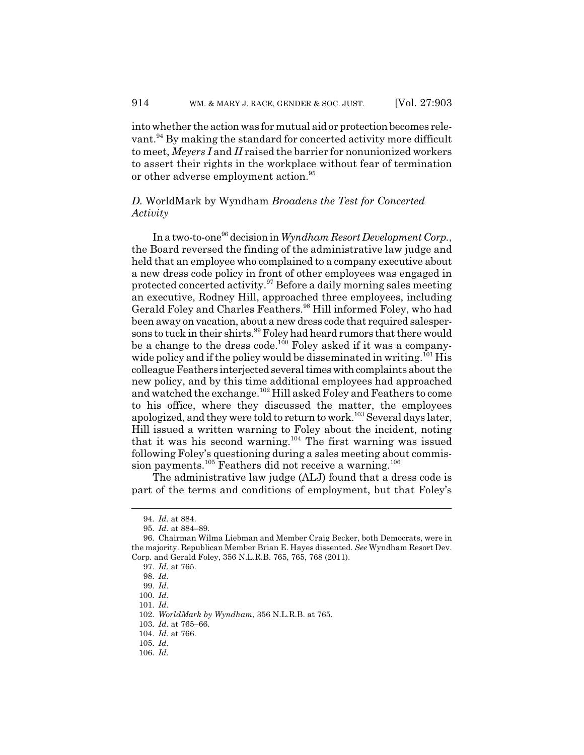into whether the action was for mutual aid or protection becomes relevant.[94] By making the standard for concerted activity more difficult to meet, *Meyers I* and *II* raised the barrier for nonunionized workers to assert their rights in the workplace without fear of termination or other adverse employment action.[95]

### *D.* WorldMark by Wyndham *Broadens the Test for Concerted Activity*

In a two-to-one[96] decision in *Wyndham Resort Development Corp.*, the Board reversed the finding of the administrative law judge and held that an employee who complained to a company executive about a new dress code policy in front of other employees was engaged in protected concerted activity.[97] Before a daily morning sales meeting an executive, Rodney Hill, approached three employees, including Gerald Foley and Charles Feathers.[98] Hill informed Foley, who had been away on vacation, about a new dress code that required salespersons to tuck in their shirts.[99] Foley had heard rumors that there would be a change to the dress code.[100] Foley asked if it was a company-wide policy and if the policy would be disseminated in writing.[101] His colleague Feathers interjected several times with complaints about the new policy, and by this time additional employees had approached and watched the exchange.[102] Hill asked Foley and Feathers to come to his office, where they discussed the matter, the employees apologized, and they were told to return to work.[103] Several days later, Hill issued a written warning to Foley about the incident, noting that it was his second warning.[104] The first warning was issued following Foley's questioning during a sales meeting about commission payments.[105] Feathers did not receive a warning.[106]

The administrative law judge (ALJ) found that a dress code is part of the terms and conditions of employment, but that Foley's

---

94. *Id.* at 884.

95. *Id.* at 884–89.

96. Chairman Wilma Liebman and Member Craig Becker, both Democrats, were in the majority. Republican Member Brian E. Hayes dissented. *See* Wyndham Resort Dev. Corp. and Gerald Foley, 356 N.L.R.B. 765, 765, 768 (2011).

97. *Id.* at 765.

98. *Id.*

99. *Id.*

100. *Id.*

101. *Id.*

102. *WorldMark by Wyndham*, 356 N.L.R.B. at 765.

103. *Id.* at 765–66.

104. *Id.* at 766.

105. *Id.*

106. *Id.*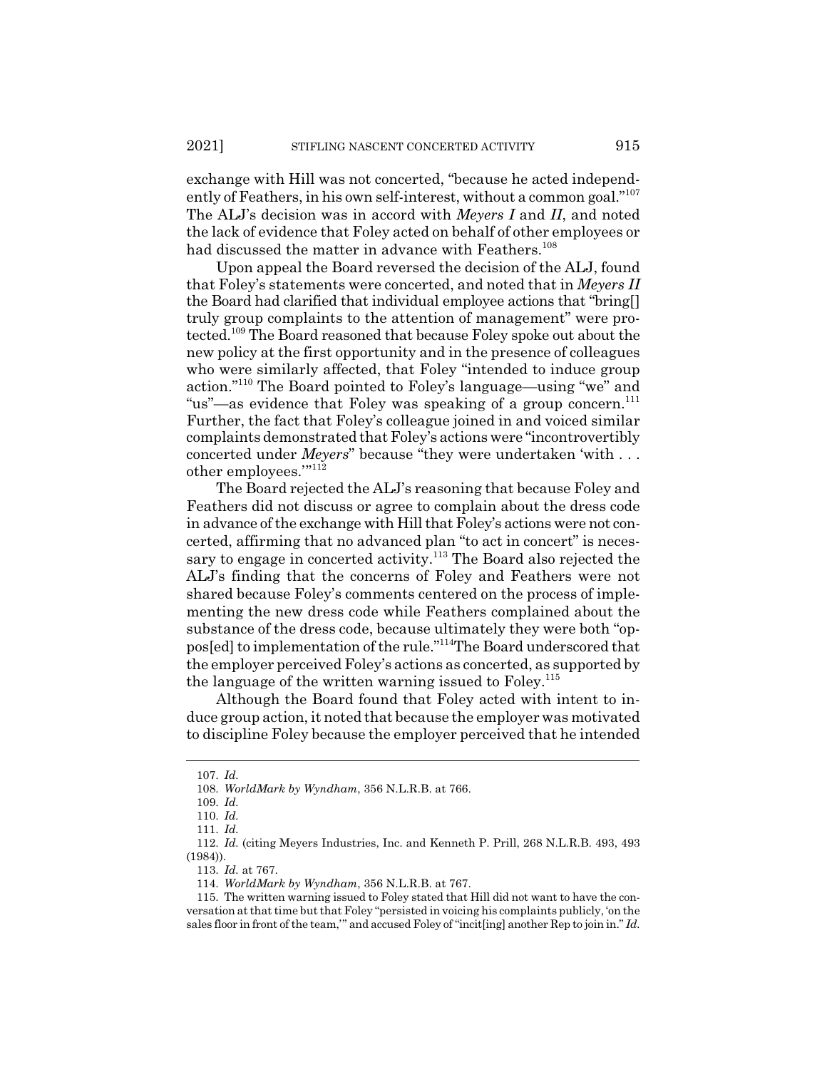exchange with Hill was not concerted, "because he acted independently of Feathers, in his own self-interest, without a common goal."[107] The ALJ's decision was in accord with *Meyers I* and *II*, and noted the lack of evidence that Foley acted on behalf of other employees or had discussed the matter in advance with Feathers.[108]

Upon appeal the Board reversed the decision of the ALJ, found that Foley's statements were concerted, and noted that in *Meyers II* the Board had clarified that individual employee actions that "bring[] truly group complaints to the attention of management" were protected.[109] The Board reasoned that because Foley spoke out about the new policy at the first opportunity and in the presence of colleagues who were similarly affected, that Foley "intended to induce group action."[110] The Board pointed to Foley's language—using "we" and "us"—as evidence that Foley was speaking of a group concern.[111] Further, the fact that Foley's colleague joined in and voiced similar complaints demonstrated that Foley's actions were "incontrovertibly concerted under *Meyers*" because "they were undertaken 'with . . . other employees.'"[112]

The Board rejected the ALJ's reasoning that because Foley and Feathers did not discuss or agree to complain about the dress code in advance of the exchange with Hill that Foley's actions were not concerted, affirming that no advanced plan "to act in concert" is necessary to engage in concerted activity.[113] The Board also rejected the ALJ's finding that the concerns of Foley and Feathers were not shared because Foley's comments centered on the process of implementing the new dress code while Feathers complained about the substance of the dress code, because ultimately they were both "oppos[ed] to implementation of the rule."[114] The Board underscored that the employer perceived Foley's actions as concerted, as supported by the language of the written warning issued to Foley.[115]

Although the Board found that Foley acted with intent to induce group action, it noted that because the employer was motivated to discipline Foley because the employer perceived that he intended

---

107. *Id.*

108. *WorldMark by Wyndham*, 356 N.L.R.B. at 766.

109. *Id.*

110. *Id.*

111. *Id.*

112. *Id.* (citing Meyers Industries, Inc. and Kenneth P. Prill, 268 N.L.R.B. 493, 493 (1984)).

113. *Id.* at 767.

114. *WorldMark by Wyndham*, 356 N.L.R.B. at 767.

115. The written warning issued to Foley stated that Hill did not want to have the conversation at that time but that Foley "persisted in voicing his complaints publicly, 'on the sales floor in front of the team,'" and accused Foley of "incit[ing] another Rep to join in." *Id.*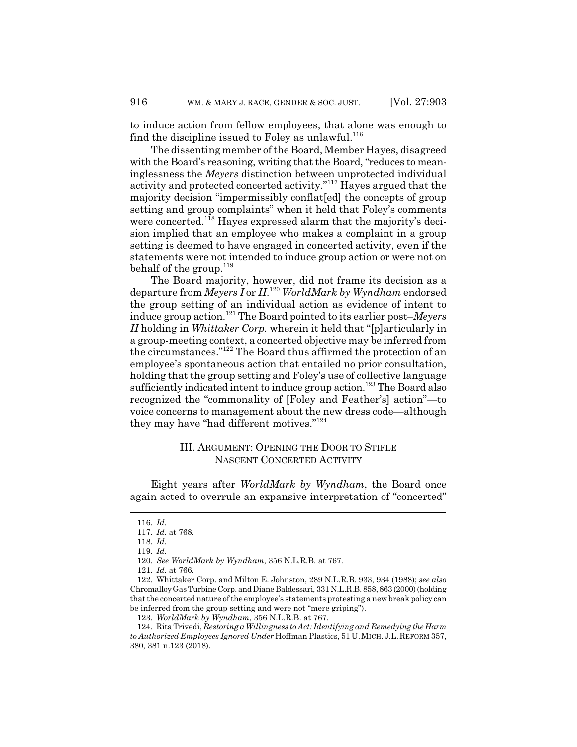to induce action from fellow employees, that alone was enough to find the discipline issued to Foley as unlawful.[116]

The dissenting member of the Board, Member Hayes, disagreed with the Board's reasoning, writing that the Board, "reduces to meaninglessness the *Meyers* distinction between unprotected individual activity and protected concerted activity."[117] Hayes argued that the majority decision "impermissibly conflat[ed] the concepts of group setting and group complaints" when it held that Foley's comments were concerted.[118] Hayes expressed alarm that the majority's decision implied that an employee who makes a complaint in a group setting is deemed to have engaged in concerted activity, even if the statements were not intended to induce group action or were not on behalf of the group.[119]

The Board majority, however, did not frame its decision as a departure from *Meyers I* or *II*.[120] *WorldMark by Wyndham* endorsed the group setting of an individual action as evidence of intent to induce group action.[121] The Board pointed to its earlier post–*Meyers II* holding in *Whittaker Corp.* wherein it held that "[p]articularly in a group-meeting context, a concerted objective may be inferred from the circumstances."[122] The Board thus affirmed the protection of an employee's spontaneous action that entailed no prior consultation, holding that the group setting and Foley's use of collective language sufficiently indicated intent to induce group action.[123] The Board also recognized the "commonality of [Foley and Feather's] action"—to voice concerns to management about the new dress code—although they may have "had different motives."[124]

## III. ARGUMENT: OPENING THE DOOR TO STIFLE NASCENT CONCERTED ACTIVITY

Eight years after *WorldMark by Wyndham*, the Board once again acted to overrule an expansive interpretation of "concerted"

---

116. *Id.*

117. *Id.* at 768.

118. *Id.*

119. *Id.*

120. *See WorldMark by Wyndham*, 356 N.L.R.B. at 767.

121. *Id.* at 766.

122. Whittaker Corp. and Milton E. Johnston, 289 N.L.R.B. 933, 934 (1988); *see also* Chromalloy Gas Turbine Corp. and Diane Baldessari, 331 N.L.R.B. 858, 863 (2000) (holding that the concerted nature of the employee's statements protesting a new break policy can be inferred from the group setting and were not "mere griping").

123. *WorldMark by Wyndham*, 356 N.L.R.B. at 767.

124. Rita Trivedi, *Restoring a Willingness to Act: Identifying and Remedying the Harm to Authorized Employees Ignored Under* Hoffman Plastics, 51 U. MICH. J.L. REFORM 357, 380, 381 n.123 (2018).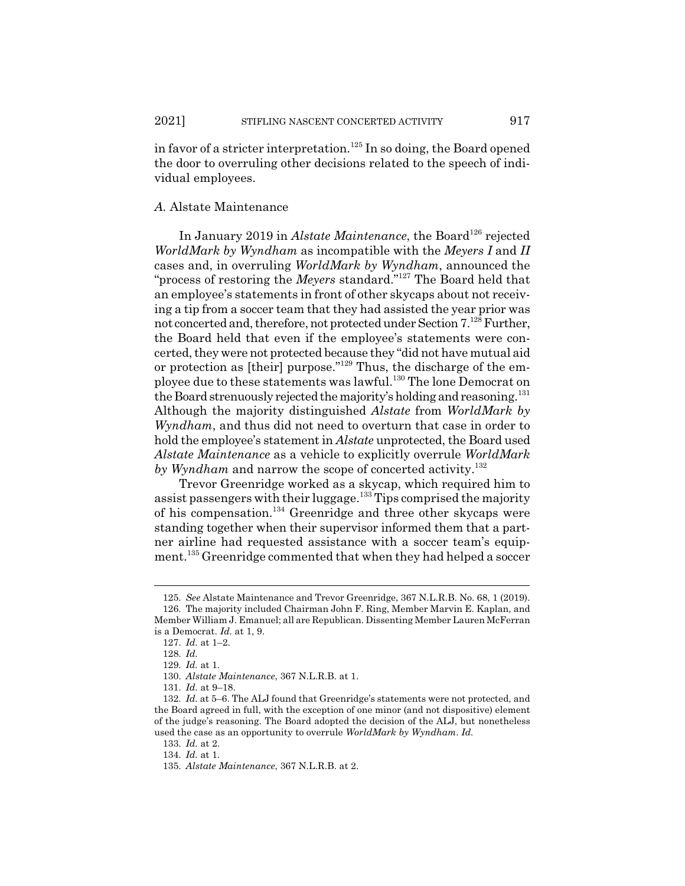in favor of a stricter interpretation.[125] In so doing, the Board opened the door to overruling other decisions related to the speech of individual employees.

### *A.* Alstate Maintenance

In January 2019 in *Alstate Maintenance*, the Board[126] rejected *WorldMark by Wyndham* as incompatible with the *Meyers I* and *II* cases and, in overruling *WorldMark by Wyndham*, announced the "process of restoring the *Meyers* standard."[127] The Board held that an employee's statements in front of other skycaps about not receiving a tip from a soccer team that they had assisted the year prior was not concerted and, therefore, not protected under Section 7.[128] Further, the Board held that even if the employee's statements were concerted, they were not protected because they "did not have mutual aid or protection as [their] purpose."[129] Thus, the discharge of the employee due to these statements was lawful.[130] The lone Democrat on the Board strenuously rejected the majority's holding and reasoning.[131] Although the majority distinguished *Alstate* from *WorldMark by Wyndham*, and thus did not need to overturn that case in order to hold the employee's statement in *Alstate* unprotected, the Board used *Alstate Maintenance* as a vehicle to explicitly overrule *WorldMark by Wyndham* and narrow the scope of concerted activity.[132]

Trevor Greenridge worked as a skycap, which required him to assist passengers with their luggage.[133] Tips comprised the majority of his compensation.[134] Greenridge and three other skycaps were standing together when their supervisor informed them that a partner airline had requested assistance with a soccer team's equipment.[135] Greenridge commented that when they had helped a soccer

---

125. *See* Alstate Maintenance and Trevor Greenridge, 367 N.L.R.B. No. 68, 1 (2019).

126. The majority included Chairman John F. Ring, Member Marvin E. Kaplan, and Member William J. Emanuel; all are Republican. Dissenting Member Lauren McFerran is a Democrat. *Id.* at 1, 9.

127. *Id.* at 1–2.

128. *Id.*

129. *Id.* at 1.

130. *Alstate Maintenance*, 367 N.L.R.B. at 1.

131. *Id.* at 9–18.

132. *Id.* at 5–6. The ALJ found that Greenridge's statements were not protected, and the Board agreed in full, with the exception of one minor (and not dispositive) element of the judge's reasoning. The Board adopted the decision of the ALJ, but nonetheless used the case as an opportunity to overrule *WorldMark by Wyndham*. *Id.*

133. *Id.* at 2.

134. *Id.* at 1.

135. *Alstate Maintenance*, 367 N.L.R.B. at 2.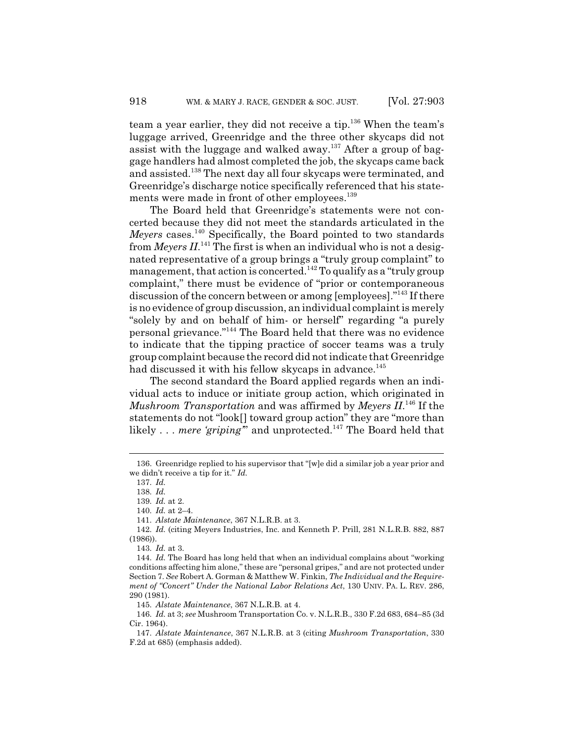team a year earlier, they did not receive a tip.[136] When the team's luggage arrived, Greenridge and the three other skycaps did not assist with the luggage and walked away.[137] After a group of baggage handlers had almost completed the job, the skycaps came back and assisted.[138] The next day all four skycaps were terminated, and Greenridge's discharge notice specifically referenced that his statements were made in front of other employees.[139]

The Board held that Greenridge's statements were not concerted because they did not meet the standards articulated in the *Meyers* cases.[140] Specifically, the Board pointed to two standards from *Meyers II*.[141] The first is when an individual who is not a designated representative of a group brings a "truly group complaint" to management, that action is concerted.[142] To qualify as a "truly group complaint," there must be evidence of "prior or contemporaneous discussion of the concern between or among [employees]."[143] If there is no evidence of group discussion, an individual complaint is merely "solely by and on behalf of him- or herself" regarding "a purely personal grievance."[144] The Board held that there was no evidence to indicate that the tipping practice of soccer teams was a truly group complaint because the record did not indicate that Greenridge had discussed it with his fellow skycaps in advance.[145]

The second standard the Board applied regards when an individual acts to induce or initiate group action, which originated in *Mushroom Transportation* and was affirmed by *Meyers II*.[146] If the statements do not "look[] toward group action" they are "more than likely . . . *mere 'griping'*" and unprotected.[147] The Board held that

---

136. Greenridge replied to his supervisor that "[w]e did a similar job a year prior and we didn't receive a tip for it." *Id.*

137. *Id.*

138. *Id.*

139. *Id.* at 2.

140. *Id.* at 2–4.

141. *Alstate Maintenance*, 367 N.L.R.B. at 3.

142. *Id.* (citing Meyers Industries, Inc. and Kenneth P. Prill, 281 N.L.R.B. 882, 887 (1986)).

143. *Id.* at 3.

144. *Id.* The Board has long held that when an individual complains about "working conditions affecting him alone," these are "personal gripes," and are not protected under Section 7. *See* Robert A. Gorman & Matthew W. Finkin, *The Individual and the Requirement of "Concert" Under the National Labor Relations Act*, 130 UNIV. PA. L. REV. 286, 290 (1981).

145. *Alstate Maintenance*, 367 N.L.R.B. at 4.

146. *Id.* at 3; *see* Mushroom Transportation Co. v. N.L.R.B., 330 F.2d 683, 684–85 (3d Cir. 1964).

147. *Alstate Maintenance*, 367 N.L.R.B. at 3 (citing *Mushroom Transportation*, 330 F.2d at 685) (emphasis added).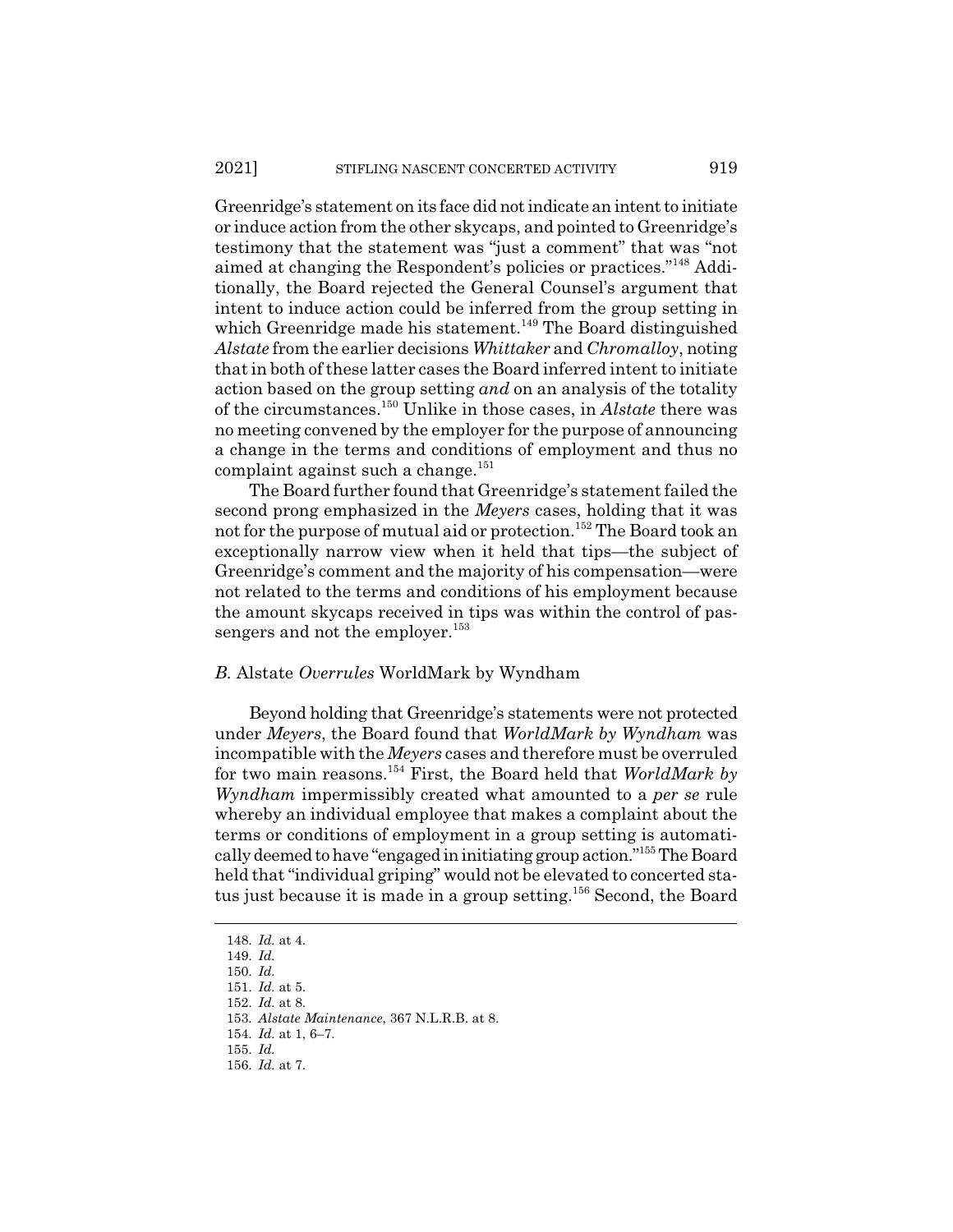Greenridge's statement on its face did not indicate an intent to initiate or induce action from the other skycaps, and pointed to Greenridge's testimony that the statement was "just a comment" that was "not aimed at changing the Respondent's policies or practices."[148] Additionally, the Board rejected the General Counsel's argument that intent to induce action could be inferred from the group setting in which Greenridge made his statement.[149] The Board distinguished *Alstate* from the earlier decisions *Whittaker* and *Chromalloy*, noting that in both of these latter cases the Board inferred intent to initiate action based on the group setting *and* on an analysis of the totality of the circumstances.[150] Unlike in those cases, in *Alstate* there was no meeting convened by the employer for the purpose of announcing a change in the terms and conditions of employment and thus no complaint against such a change.[151]

The Board further found that Greenridge's statement failed the second prong emphasized in the *Meyers* cases, holding that it was not for the purpose of mutual aid or protection.[152] The Board took an exceptionally narrow view when it held that tips—the subject of Greenridge's comment and the majority of his compensation—were not related to the terms and conditions of his employment because the amount skycaps received in tips was within the control of passengers and not the employer.[153]

### *B.* Alstate *Overrules* WorldMark by Wyndham

Beyond holding that Greenridge's statements were not protected under *Meyers*, the Board found that *WorldMark by Wyndham* was incompatible with the *Meyers* cases and therefore must be overruled for two main reasons.[154] First, the Board held that *WorldMark by Wyndham* impermissibly created what amounted to a *per se* rule whereby an individual employee that makes a complaint about the terms or conditions of employment in a group setting is automatically deemed to have "engaged in initiating group action."[155] The Board held that "individual griping" would not be elevated to concerted status just because it is made in a group setting.[156] Second, the Board

148. *Id.* at 4.
149. *Id.*
150. *Id.*
151. *Id.* at 5.
152. *Id.* at 8.
153. *Alstate Maintenance*, 367 N.L.R.B. at 8.
154. *Id.* at 1, 6–7.
155. *Id.*
156. *Id.* at 7.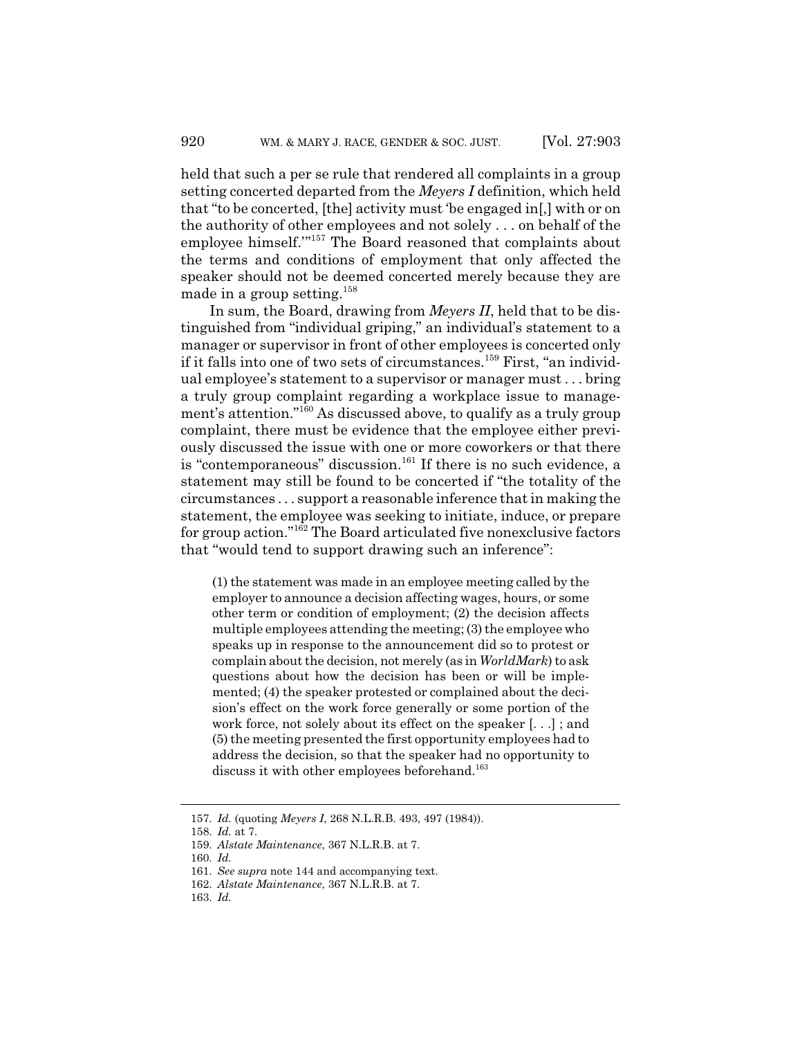held that such a per se rule that rendered all complaints in a group setting concerted departed from the *Meyers I* definition, which held that "to be concerted, [the] activity must 'be engaged in[,] with or on the authority of other employees and not solely . . . on behalf of the employee himself.'"[157] The Board reasoned that complaints about the terms and conditions of employment that only affected the speaker should not be deemed concerted merely because they are made in a group setting.[158]

In sum, the Board, drawing from *Meyers II*, held that to be distinguished from "individual griping," an individual's statement to a manager or supervisor in front of other employees is concerted only if it falls into one of two sets of circumstances.[159] First, "an individual employee's statement to a supervisor or manager must . . . bring a truly group complaint regarding a workplace issue to management's attention."[160] As discussed above, to qualify as a truly group complaint, there must be evidence that the employee either previously discussed the issue with one or more coworkers or that there is "contemporaneous" discussion.[161] If there is no such evidence, a statement may still be found to be concerted if "the totality of the circumstances . . . support a reasonable inference that in making the statement, the employee was seeking to initiate, induce, or prepare for group action."[162] The Board articulated five nonexclusive factors that "would tend to support drawing such an inference":

> (1) the statement was made in an employee meeting called by the employer to announce a decision affecting wages, hours, or some other term or condition of employment; (2) the decision affects multiple employees attending the meeting; (3) the employee who speaks up in response to the announcement did so to protest or complain about the decision, not merely (as in *WorldMark*) to ask questions about how the decision has been or will be implemented; (4) the speaker protested or complained about the decision's effect on the work force generally or some portion of the work force, not solely about its effect on the speaker [. . .] ; and (5) the meeting presented the first opportunity employees had to address the decision, so that the speaker had no opportunity to discuss it with other employees beforehand.[163]

---

157. *Id.* (quoting *Meyers I*, 268 N.L.R.B. 493, 497 (1984)).
158. *Id.* at 7.
159. *Alstate Maintenance*, 367 N.L.R.B. at 7.
160. *Id.*
161. *See supra* note 144 and accompanying text.
162. *Alstate Maintenance*, 367 N.L.R.B. at 7.
163. *Id.*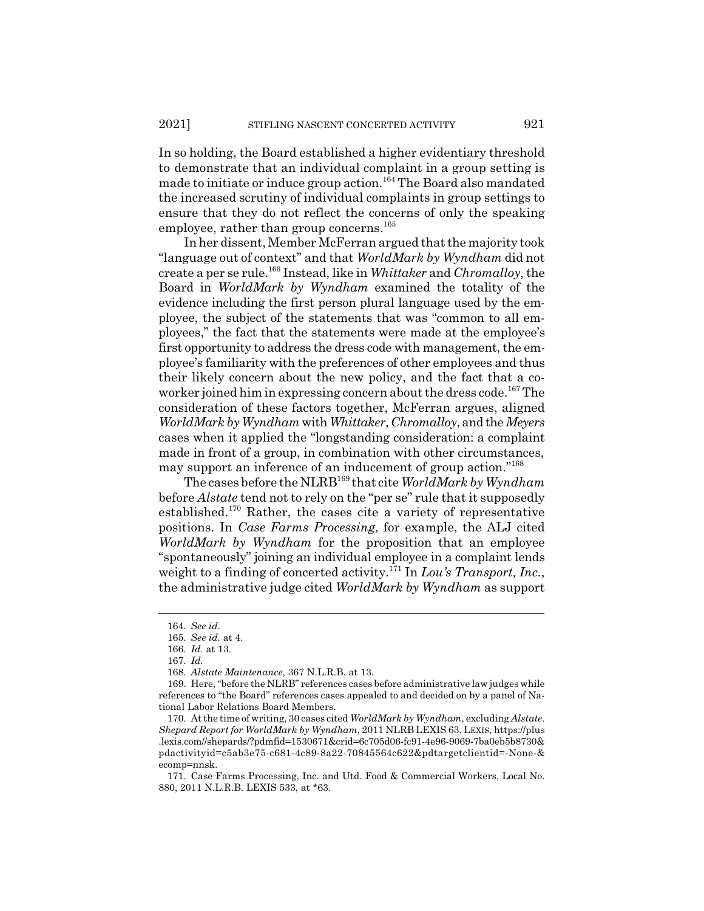In so holding, the Board established a higher evidentiary threshold to demonstrate that an individual complaint in a group setting is made to initiate or induce group action.[164] The Board also mandated the increased scrutiny of individual complaints in group settings to ensure that they do not reflect the concerns of only the speaking employee, rather than group concerns.[165]

In her dissent, Member McFerran argued that the majority took "language out of context" and that *WorldMark by Wyndham* did not create a per se rule.[166] Instead, like in *Whittaker* and *Chromalloy*, the Board in *WorldMark by Wyndham* examined the totality of the evidence including the first person plural language used by the employee, the subject of the statements that was "common to all employees," the fact that the statements were made at the employee's first opportunity to address the dress code with management, the employee's familiarity with the preferences of other employees and thus their likely concern about the new policy, and the fact that a coworker joined him in expressing concern about the dress code.[167] The consideration of these factors together, McFerran argues, aligned *WorldMark by Wyndham* with *Whittaker*, *Chromalloy*, and the *Meyers* cases when it applied the "longstanding consideration: a complaint made in front of a group, in combination with other circumstances, may support an inference of an inducement of group action."[168]

The cases before the NLRB[169] that cite *WorldMark by Wyndham* before *Alstate* tend not to rely on the "per se" rule that it supposedly established.[170] Rather, the cases cite a variety of representative positions. In *Case Farms Processing*, for example, the ALJ cited *WorldMark by Wyndham* for the proposition that an employee "spontaneously" joining an individual employee in a complaint lends weight to a finding of concerted activity.[171] In *Lou's Transport, Inc.*, the administrative judge cited *WorldMark by Wyndham* as support

---

164. *See id.*

165. *See id.* at 4.

166. *Id.* at 13.

167. *Id.*

168. *Alstate Maintenance*, 367 N.L.R.B. at 13.

169. Here, "before the NLRB" references cases before administrative law judges while references to "the Board" references cases appealed to and decided on by a panel of National Labor Relations Board Members.

170. At the time of writing, 30 cases cited *WorldMark by Wyndham*, excluding *Alstate*. *Shepard Report for WorldMark by Wyndham*, 2011 NLRB LEXIS 63, LEXIS, https://plus.lexis.com//shepards/?pdmfid=1530671&crid=6c705d06-fc91-4e96-9069-7ba0eb5b8730&pdactivityid=c5ab3e75-c681-4c89-8a22-70845564c622&pdtargetclientid=-None-&ecomp=nnsk.

171. Case Farms Processing, Inc. and Utd. Food & Commercial Workers, Local No. 880, 2011 N.L.R.B. LEXIS 533, at *63.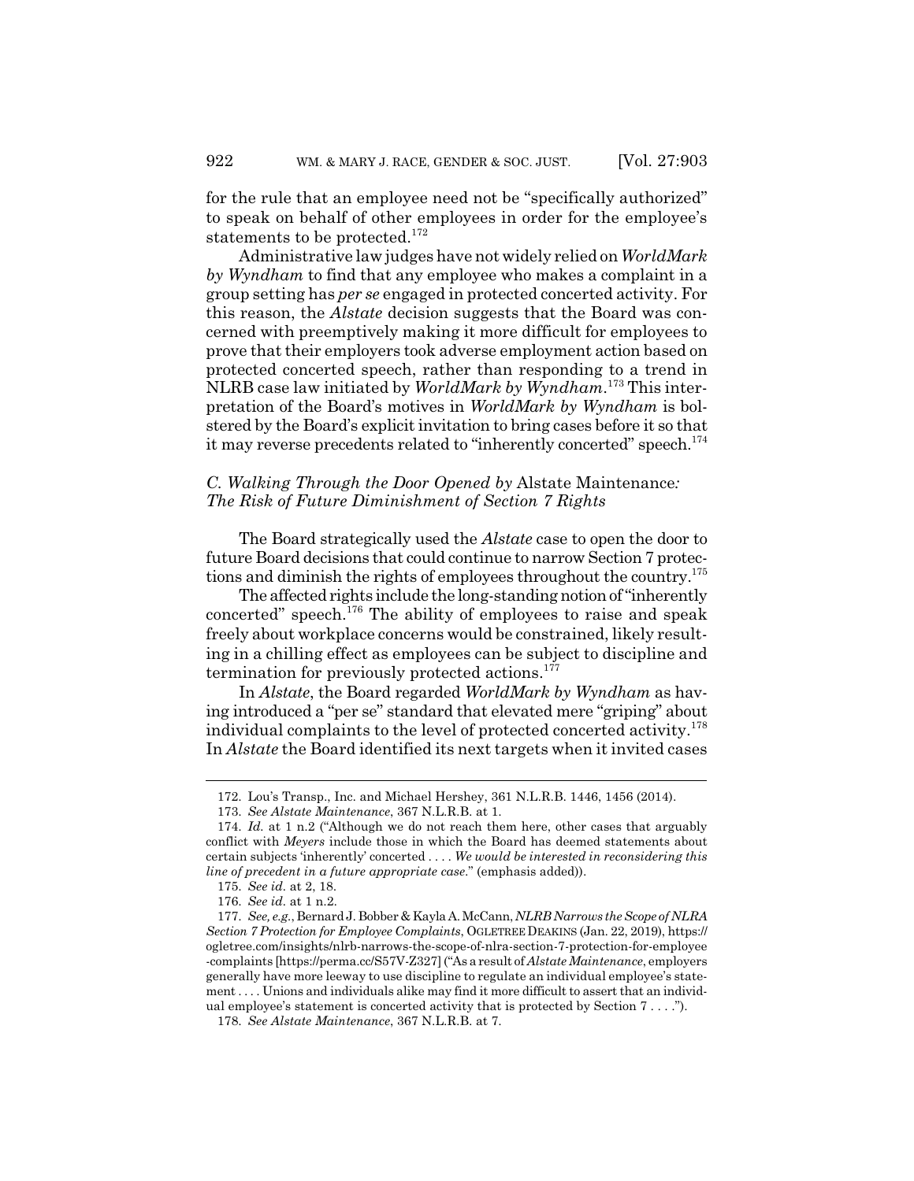for the rule that an employee need not be "specifically authorized" to speak on behalf of other employees in order for the employee's statements to be protected.[172]

Administrative law judges have not widely relied on *WorldMark by Wyndham* to find that any employee who makes a complaint in a group setting has *per se* engaged in protected concerted activity. For this reason, the *Alstate* decision suggests that the Board was concerned with preemptively making it more difficult for employees to prove that their employers took adverse employment action based on protected concerted speech, rather than responding to a trend in NLRB case law initiated by *WorldMark by Wyndham*.[173] This interpretation of the Board's motives in *WorldMark by Wyndham* is bolstered by the Board's explicit invitation to bring cases before it so that it may reverse precedents related to "inherently concerted" speech.[174]

### *C. Walking Through the Door Opened by* Alstate Maintenance*: The Risk of Future Diminishment of Section 7 Rights*

The Board strategically used the *Alstate* case to open the door to future Board decisions that could continue to narrow Section 7 protections and diminish the rights of employees throughout the country.[175]

The affected rights include the long-standing notion of "inherently concerted" speech.[176] The ability of employees to raise and speak freely about workplace concerns would be constrained, likely resulting in a chilling effect as employees can be subject to discipline and termination for previously protected actions.[177]

In *Alstate*, the Board regarded *WorldMark by Wyndham* as having introduced a "per se" standard that elevated mere "griping" about individual complaints to the level of protected concerted activity.[178] In *Alstate* the Board identified its next targets when it invited cases

---

172. Lou's Transp., Inc. and Michael Hershey, 361 N.L.R.B. 1446, 1456 (2014).

173. *See Alstate Maintenance*, 367 N.L.R.B. at 1.

174. *Id.* at 1 n.2 ("Although we do not reach them here, other cases that arguably conflict with *Meyers* include those in which the Board has deemed statements about certain subjects 'inherently' concerted . . . . *We would be interested in reconsidering this line of precedent in a future appropriate case*." (emphasis added)).

175. *See id*. at 2, 18.

176. *See id*. at 1 n.2.

177. *See, e.g.*, Bernard J. Bobber & Kayla A. McCann, *NLRB Narrows the Scope of NLRA Section 7 Protection for Employee Complaints*, OGLETREE DEAKINS (Jan. 22, 2019), https://ogletree.com/insights/nlrb-narrows-the-scope-of-nlra-section-7-protection-for-employee-complaints [https://perma.cc/S57V-Z327] ("As a result of *Alstate Maintenance*, employers generally have more leeway to use discipline to regulate an individual employee's statement . . . . Unions and individuals alike may find it more difficult to assert that an individual employee's statement is concerted activity that is protected by Section 7 . . . .").

178. *See Alstate Maintenance*, 367 N.L.R.B. at 7.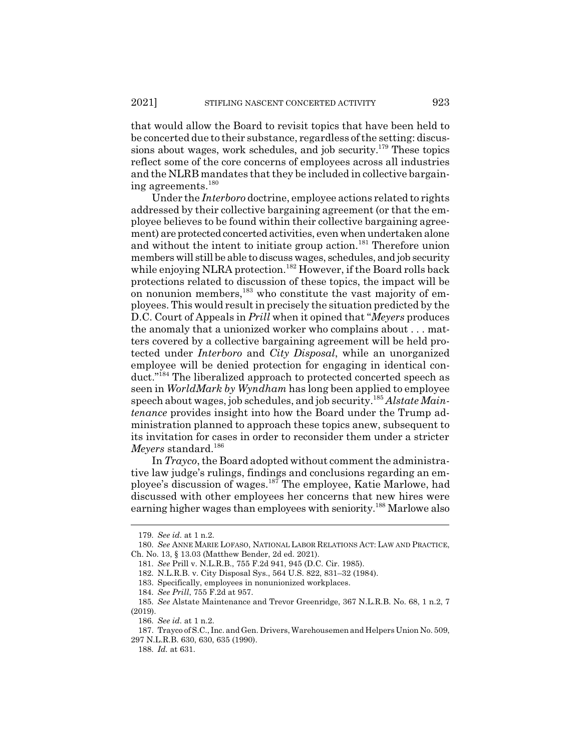that would allow the Board to revisit topics that have been held to be concerted due to their substance, regardless of the setting: discussions about wages, work schedules, and job security.[179] These topics reflect some of the core concerns of employees across all industries and the NLRB mandates that they be included in collective bargaining agreements.[180]

Under the *Interboro* doctrine, employee actions related to rights addressed by their collective bargaining agreement (or that the employee believes to be found within their collective bargaining agreement) are protected concerted activities, even when undertaken alone and without the intent to initiate group action.[181] Therefore union members will still be able to discuss wages, schedules, and job security while enjoying NLRA protection.[182] However, if the Board rolls back protections related to discussion of these topics, the impact will be on nonunion members,[183] who constitute the vast majority of employees. This would result in precisely the situation predicted by the D.C. Court of Appeals in *Prill* when it opined that "*Meyers* produces the anomaly that a unionized worker who complains about . . . matters covered by a collective bargaining agreement will be held protected under *Interboro* and *City Disposal*, while an unorganized employee will be denied protection for engaging in identical conduct."[184] The liberalized approach to protected concerted speech as seen in *WorldMark by Wyndham* has long been applied to employee speech about wages, job schedules, and job security.[185] *Alstate Maintenance* provides insight into how the Board under the Trump administration planned to approach these topics anew, subsequent to its invitation for cases in order to reconsider them under a stricter *Meyers* standard.[186]

In *Trayco*, the Board adopted without comment the administrative law judge's rulings, findings and conclusions regarding an employee's discussion of wages.[187] The employee, Katie Marlowe, had discussed with other employees her concerns that new hires were earning higher wages than employees with seniority.[188] Marlowe also

---

179. *See id.* at 1 n.2.

180. *See* ANNE MARIE LOFASO, NATIONAL LABOR RELATIONS ACT: LAW AND PRACTICE, Ch. No. 13, § 13.03 (Matthew Bender, 2d ed. 2021).

181. *See* Prill v. N.L.R.B., 755 F.2d 941, 945 (D.C. Cir. 1985).

182. N.L.R.B. v. City Disposal Sys., 564 U.S. 822, 831–32 (1984).

183. Specifically, employees in nonunionized workplaces.

184. *See Prill*, 755 F.2d at 957.

185. *See* Alstate Maintenance and Trevor Greenridge, 367 N.L.R.B. No. 68, 1 n.2, 7 (2019).

186. *See id.* at 1 n.2.

187. Trayco of S.C., Inc. and Gen. Drivers, Warehousemen and Helpers Union No. 509, 297 N.L.R.B. 630, 630, 635 (1990).

188. *Id.* at 631.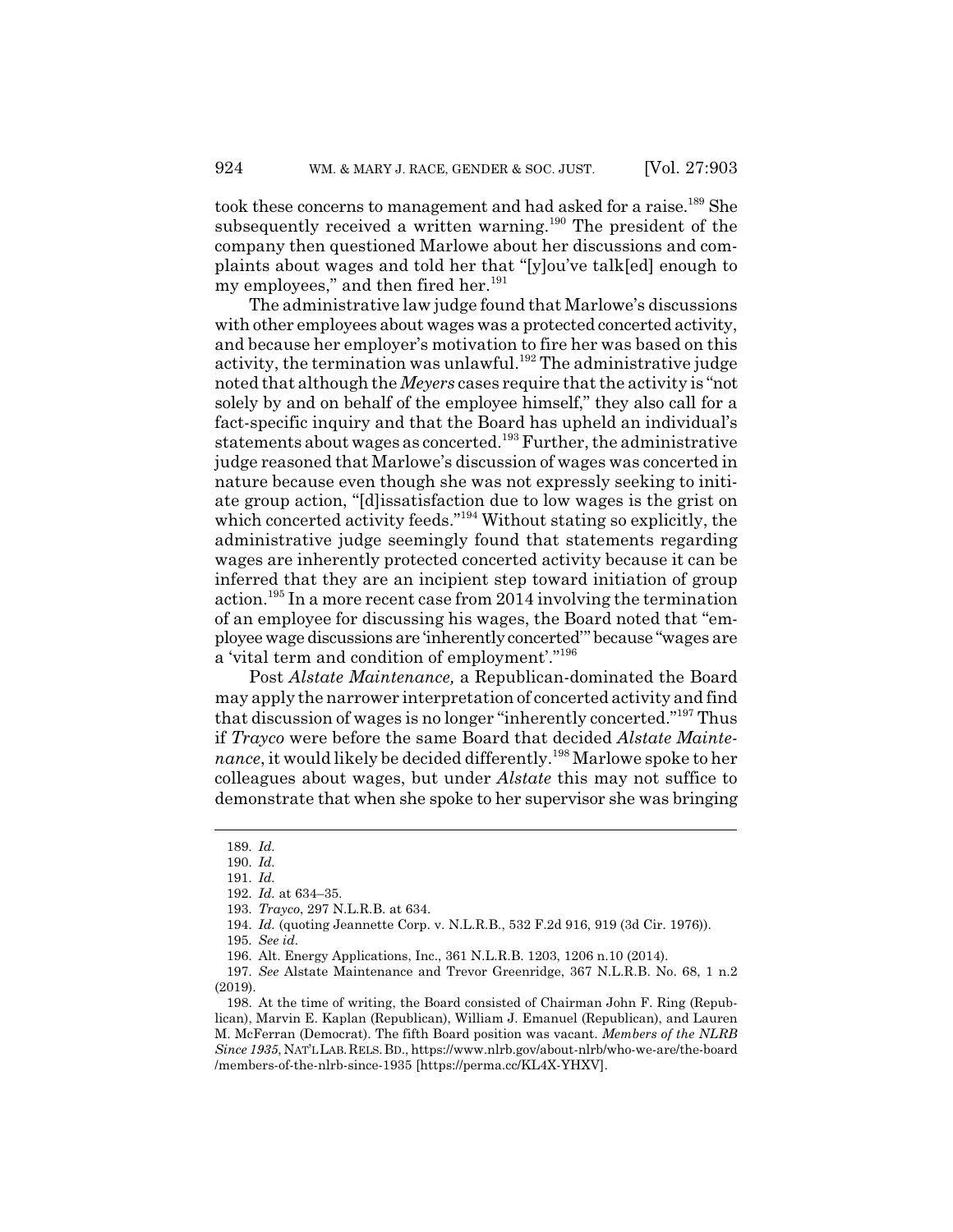took these concerns to management and had asked for a raise.[189] She subsequently received a written warning.[190] The president of the company then questioned Marlowe about her discussions and complaints about wages and told her that "[y]ou've talk[ed] enough to my employees," and then fired her.[191]

The administrative law judge found that Marlowe's discussions with other employees about wages was a protected concerted activity, and because her employer's motivation to fire her was based on this activity, the termination was unlawful.[192] The administrative judge noted that although the *Meyers* cases require that the activity is "not solely by and on behalf of the employee himself," they also call for a fact-specific inquiry and that the Board has upheld an individual's statements about wages as concerted.[193] Further, the administrative judge reasoned that Marlowe's discussion of wages was concerted in nature because even though she was not expressly seeking to initiate group action, "[d]issatisfaction due to low wages is the grist on which concerted activity feeds."[194] Without stating so explicitly, the administrative judge seemingly found that statements regarding wages are inherently protected concerted activity because it can be inferred that they are an incipient step toward initiation of group action.[195] In a more recent case from 2014 involving the termination of an employee for discussing his wages, the Board noted that "employee wage discussions are 'inherently concerted'" because "wages are a 'vital term and condition of employment'."[196]

Post *Alstate Maintenance,* a Republican-dominated the Board may apply the narrower interpretation of concerted activity and find that discussion of wages is no longer "inherently concerted."[197] Thus if *Trayco* were before the same Board that decided *Alstate Maintenance*, it would likely be decided differently.[198] Marlowe spoke to her colleagues about wages, but under *Alstate* this may not suffice to demonstrate that when she spoke to her supervisor she was bringing

---

189. *Id.*

190. *Id.*

191. *Id.*

192. *Id.* at 634–35.

193. *Trayco*, 297 N.L.R.B. at 634.

194. *Id.* (quoting Jeannette Corp. v. N.L.R.B., 532 F.2d 916, 919 (3d Cir. 1976)).

195. *See id.*

196. Alt. Energy Applications, Inc., 361 N.L.R.B. 1203, 1206 n.10 (2014).

197. *See* Alstate Maintenance and Trevor Greenridge, 367 N.L.R.B. No. 68, 1 n.2 (2019).

198. At the time of writing, the Board consisted of Chairman John F. Ring (Republican), Marvin E. Kaplan (Republican), William J. Emanuel (Republican), and Lauren M. McFerran (Democrat). The fifth Board position was vacant. *Members of the NLRB Since 1935*, NAT'L LAB. RELS. BD., https://www.nlrb.gov/about-nlrb/who-we-are/the-board/members-of-the-nlrb-since-1935 [https://perma.cc/KL4X-YHXV].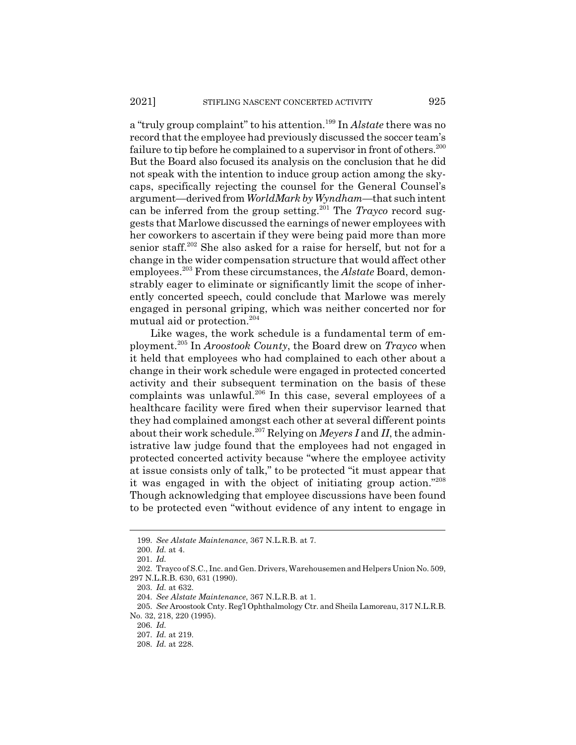a "truly group complaint" to his attention.[199] In *Alstate* there was no record that the employee had previously discussed the soccer team's failure to tip before he complained to a supervisor in front of others.[200] But the Board also focused its analysis on the conclusion that he did not speak with the intention to induce group action among the skycaps, specifically rejecting the counsel for the General Counsel's argument—derived from *WorldMark by Wyndham*—that such intent can be inferred from the group setting.[201] The *Trayco* record suggests that Marlowe discussed the earnings of newer employees with her coworkers to ascertain if they were being paid more than more senior staff.[202] She also asked for a raise for herself, but not for a change in the wider compensation structure that would affect other employees.[203] From these circumstances, the *Alstate* Board, demonstrably eager to eliminate or significantly limit the scope of inherently concerted speech, could conclude that Marlowe was merely engaged in personal griping, which was neither concerted nor for mutual aid or protection.[204]

Like wages, the work schedule is a fundamental term of employment.[205] In *Aroostook County*, the Board drew on *Trayco* when it held that employees who had complained to each other about a change in their work schedule were engaged in protected concerted activity and their subsequent termination on the basis of these complaints was unlawful.[206] In this case, several employees of a healthcare facility were fired when their supervisor learned that they had complained amongst each other at several different points about their work schedule.[207] Relying on *Meyers I* and *II*, the administrative law judge found that the employees had not engaged in protected concerted activity because "where the employee activity at issue consists only of talk," to be protected "it must appear that it was engaged in with the object of initiating group action."[208] Though acknowledging that employee discussions have been found to be protected even "without evidence of any intent to engage in

---

199. *See Alstate Maintenance*, 367 N.L.R.B. at 7.

200. *Id.* at 4.

201. *Id.*

202. Trayco of S.C., Inc. and Gen. Drivers, Warehousemen and Helpers Union No. 509, 297 N.L.R.B. 630, 631 (1990).

203. *Id.* at 632.

204. *See Alstate Maintenance*, 367 N.L.R.B. at 1.

205. *See* Aroostook Cnty. Reg'l Ophthalmology Ctr. and Sheila Lamoreau, 317 N.L.R.B. No. 32, 218, 220 (1995).

206. *Id.*

207. *Id.* at 219.

208. *Id.* at 228.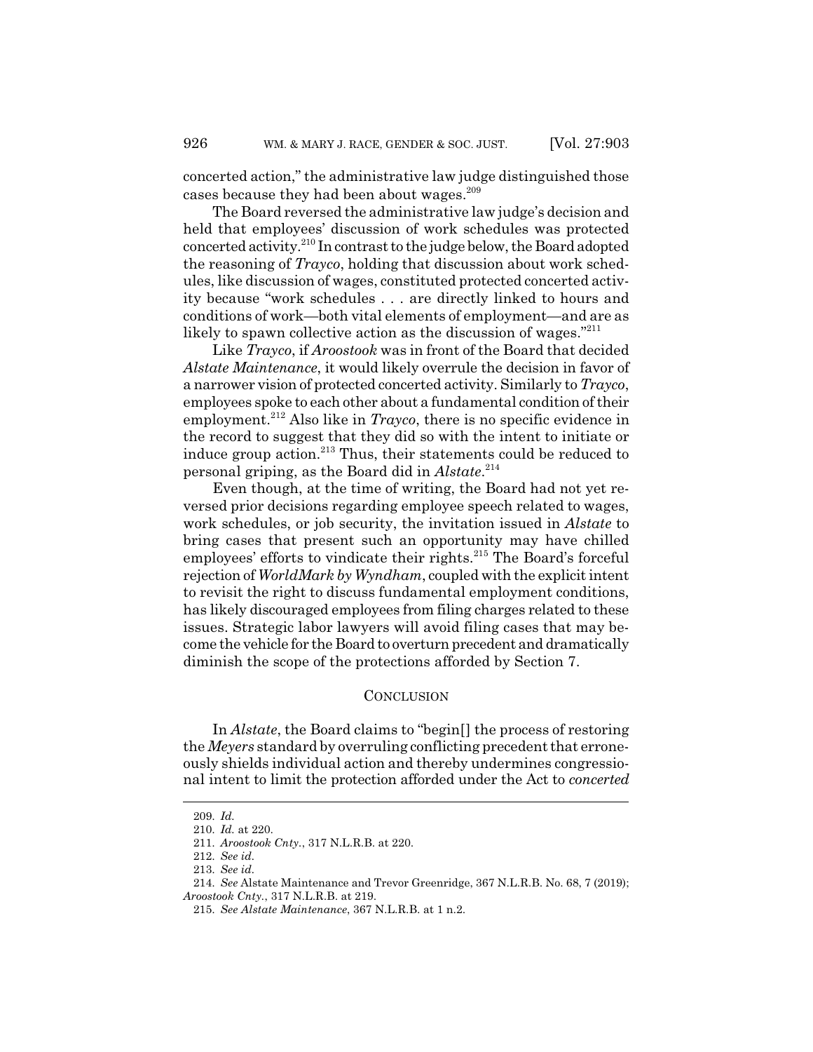concerted action," the administrative law judge distinguished those cases because they had been about wages.[209]

The Board reversed the administrative law judge's decision and held that employees' discussion of work schedules was protected concerted activity.[210] In contrast to the judge below, the Board adopted the reasoning of *Trayco*, holding that discussion about work schedules, like discussion of wages, constituted protected concerted activity because "work schedules . . . are directly linked to hours and conditions of work—both vital elements of employment—and are as likely to spawn collective action as the discussion of wages."[211]

Like *Trayco*, if *Aroostook* was in front of the Board that decided *Alstate Maintenance*, it would likely overrule the decision in favor of a narrower vision of protected concerted activity. Similarly to *Trayco*, employees spoke to each other about a fundamental condition of their employment.[212] Also like in *Trayco*, there is no specific evidence in the record to suggest that they did so with the intent to initiate or induce group action.[213] Thus, their statements could be reduced to personal griping, as the Board did in *Alstate*.[214]

Even though, at the time of writing, the Board had not yet reversed prior decisions regarding employee speech related to wages, work schedules, or job security, the invitation issued in *Alstate* to bring cases that present such an opportunity may have chilled employees' efforts to vindicate their rights.[215] The Board's forceful rejection of *WorldMark by Wyndham*, coupled with the explicit intent to revisit the right to discuss fundamental employment conditions, has likely discouraged employees from filing charges related to these issues. Strategic labor lawyers will avoid filing cases that may become the vehicle for the Board to overturn precedent and dramatically diminish the scope of the protections afforded by Section 7.

## CONCLUSION

In *Alstate*, the Board claims to "begin[] the process of restoring the *Meyers* standard by overruling conflicting precedent that erroneously shields individual action and thereby undermines congressional intent to limit the protection afforded under the Act to *concerted*

---

209. *Id.*

210. *Id.* at 220.

211. *Aroostook Cnty.*, 317 N.L.R.B. at 220.

212. *See id.*

213. *See id.*

214. *See* Alstate Maintenance and Trevor Greenridge, 367 N.L.R.B. No. 68, 7 (2019); *Aroostook Cnty.*, 317 N.L.R.B. at 219.

215. *See Alstate Maintenance*, 367 N.L.R.B. at 1 n.2.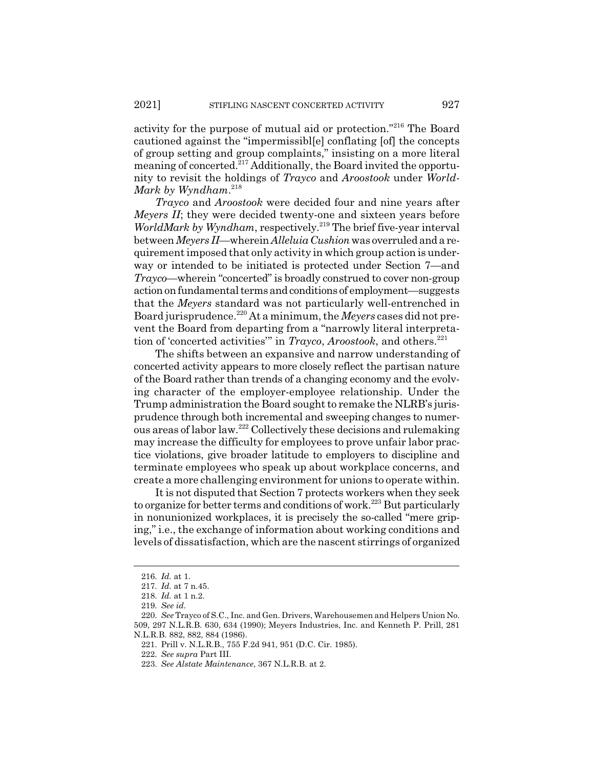activity for the purpose of mutual aid or protection."[216] The Board cautioned against the "impermissibl[e] conflating [of] the concepts of group setting and group complaints," insisting on a more literal meaning of concerted.[217] Additionally, the Board invited the opportunity to revisit the holdings of *Trayco* and *Aroostook* under *WorldMark by Wyndham*.[218]

*Trayco* and *Aroostook* were decided four and nine years after *Meyers II*; they were decided twenty-one and sixteen years before *WorldMark by Wyndham*, respectively.[219] The brief five-year interval between *Meyers II*—wherein *Alleluia Cushion* was overruled and a requirement imposed that only activity in which group action is underway or intended to be initiated is protected under Section 7—and *Trayco*—wherein "concerted" is broadly construed to cover non-group action on fundamental terms and conditions of employment—suggests that the *Meyers* standard was not particularly well-entrenched in Board jurisprudence.[220] At a minimum, the *Meyers* cases did not prevent the Board from departing from a "narrowly literal interpretation of 'concerted activities'" in *Trayco*, *Aroostook*, and others.[221]

The shifts between an expansive and narrow understanding of concerted activity appears to more closely reflect the partisan nature of the Board rather than trends of a changing economy and the evolving character of the employer-employee relationship. Under the Trump administration the Board sought to remake the NLRB's jurisprudence through both incremental and sweeping changes to numerous areas of labor law.[222] Collectively these decisions and rulemaking may increase the difficulty for employees to prove unfair labor practice violations, give broader latitude to employers to discipline and terminate employees who speak up about workplace concerns, and create a more challenging environment for unions to operate within.

It is not disputed that Section 7 protects workers when they seek to organize for better terms and conditions of work.[223] But particularly in nonunionized workplaces, it is precisely the so-called "mere griping," i.e., the exchange of information about working conditions and levels of dissatisfaction, which are the nascent stirrings of organized

---

216. *Id.* at 1.

217. *Id.* at 7 n.45.

218. *Id.* at 1 n.2.

219. *See id.*

220. *See* Trayco of S.C., Inc. and Gen. Drivers, Warehousemen and Helpers Union No. 509, 297 N.L.R.B. 630, 634 (1990); Meyers Industries, Inc. and Kenneth P. Prill, 281 N.L.R.B. 882, 882, 884 (1986).

221. Prill v. N.L.R.B., 755 F.2d 941, 951 (D.C. Cir. 1985).

222. *See supra* Part III.

223. *See Alstate Maintenance*, 367 N.L.R.B. at 2.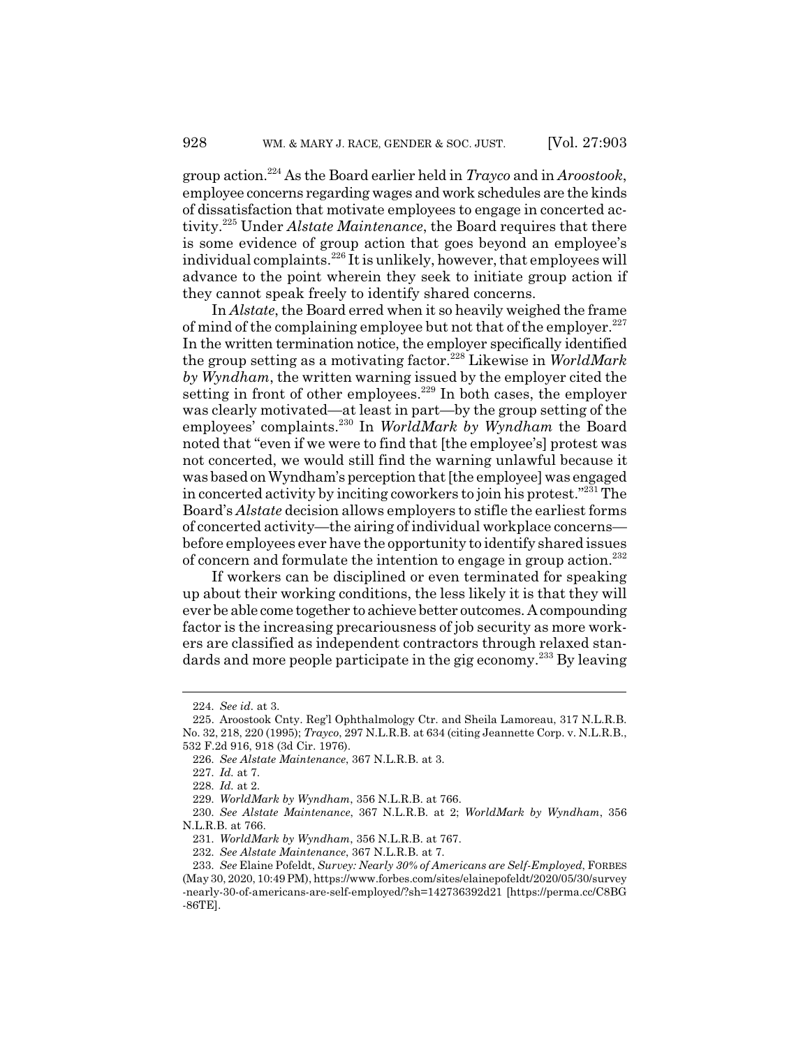group action.[224] As the Board earlier held in *Trayco* and in *Aroostook*, employee concerns regarding wages and work schedules are the kinds of dissatisfaction that motivate employees to engage in concerted activity.[225] Under *Alstate Maintenance*, the Board requires that there is some evidence of group action that goes beyond an employee's individual complaints.[226] It is unlikely, however, that employees will advance to the point wherein they seek to initiate group action if they cannot speak freely to identify shared concerns.

In *Alstate*, the Board erred when it so heavily weighed the frame of mind of the complaining employee but not that of the employer.[227] In the written termination notice, the employer specifically identified the group setting as a motivating factor.[228] Likewise in *WorldMark by Wyndham*, the written warning issued by the employer cited the setting in front of other employees.[229] In both cases, the employer was clearly motivated—at least in part—by the group setting of the employees' complaints.[230] In *WorldMark by Wyndham* the Board noted that "even if we were to find that [the employee's] protest was not concerted, we would still find the warning unlawful because it was based on Wyndham's perception that [the employee] was engaged in concerted activity by inciting coworkers to join his protest."[231] The Board's *Alstate* decision allows employers to stifle the earliest forms of concerted activity—the airing of individual workplace concerns—before employees ever have the opportunity to identify shared issues of concern and formulate the intention to engage in group action.[232]

If workers can be disciplined or even terminated for speaking up about their working conditions, the less likely it is that they will ever be able come together to achieve better outcomes. A compounding factor is the increasing precariousness of job security as more workers are classified as independent contractors through relaxed standards and more people participate in the gig economy.[233] By leaving

---

224. *See id.* at 3.

225. Aroostook Cnty. Reg'l Ophthalmology Ctr. and Sheila Lamoreau, 317 N.L.R.B. No. 32, 218, 220 (1995); *Trayco*, 297 N.L.R.B. at 634 (citing Jeannette Corp. v. N.L.R.B., 532 F.2d 916, 918 (3d Cir. 1976).

226. *See Alstate Maintenance*, 367 N.L.R.B. at 3.

227. *Id.* at 7.

228. *Id.* at 2.

229. *WorldMark by Wyndham*, 356 N.L.R.B. at 766.

230. *See Alstate Maintenance*, 367 N.L.R.B. at 2; *WorldMark by Wyndham*, 356 N.L.R.B. at 766.

231. *WorldMark by Wyndham*, 356 N.L.R.B. at 767.

232. *See Alstate Maintenance*, 367 N.L.R.B. at 7.

233. *See* Elaine Pofeldt, *Survey: Nearly 30% of Americans are Self-Employed*, FORBES (May 30, 2020, 10:49 PM), https://www.forbes.com/sites/elainepofeldt/2020/05/30/survey-nearly-30-of-americans-are-self-employed/?sh=142736392d21 [https://perma.cc/C8BG-86TE].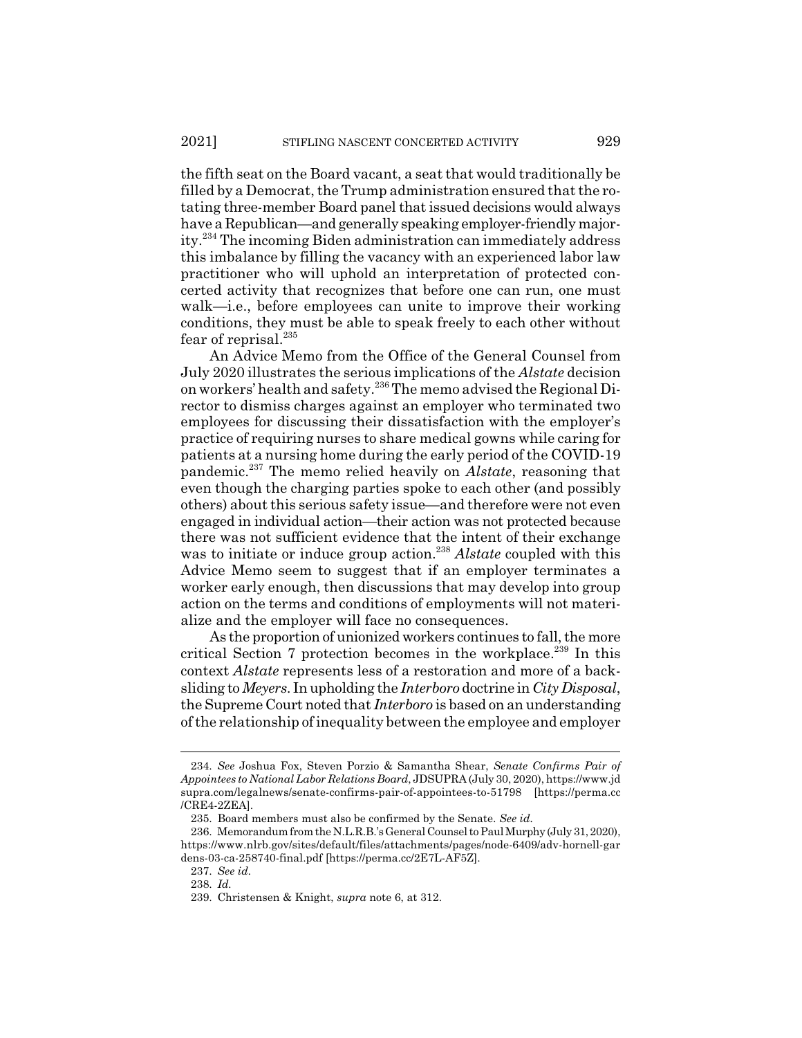the fifth seat on the Board vacant, a seat that would traditionally be filled by a Democrat, the Trump administration ensured that the rotating three-member Board panel that issued decisions would always have a Republican—and generally speaking employer-friendly majority.[234] The incoming Biden administration can immediately address this imbalance by filling the vacancy with an experienced labor law practitioner who will uphold an interpretation of protected concerted activity that recognizes that before one can run, one must walk—i.e., before employees can unite to improve their working conditions, they must be able to speak freely to each other without fear of reprisal.[235]

An Advice Memo from the Office of the General Counsel from July 2020 illustrates the serious implications of the *Alstate* decision on workers' health and safety.[236] The memo advised the Regional Director to dismiss charges against an employer who terminated two employees for discussing their dissatisfaction with the employer's practice of requiring nurses to share medical gowns while caring for patients at a nursing home during the early period of the COVID-19 pandemic.[237] The memo relied heavily on *Alstate*, reasoning that even though the charging parties spoke to each other (and possibly others) about this serious safety issue—and therefore were not even engaged in individual action—their action was not protected because there was not sufficient evidence that the intent of their exchange was to initiate or induce group action.[238] *Alstate* coupled with this Advice Memo seem to suggest that if an employer terminates a worker early enough, then discussions that may develop into group action on the terms and conditions of employments will not materialize and the employer will face no consequences.

As the proportion of unionized workers continues to fall, the more critical Section 7 protection becomes in the workplace.[239] In this context *Alstate* represents less of a restoration and more of a backsliding to *Meyers*. In upholding the *Interboro* doctrine in *City Disposal*, the Supreme Court noted that *Interboro* is based on an understanding of the relationship of inequality between the employee and employer

---

234. *See* Joshua Fox, Steven Porzio & Samantha Shear, *Senate Confirms Pair of Appointees to National Labor Relations Board*, JDSUPRA (July 30, 2020), https://www.jdsupra.com/legalnews/senate-confirms-pair-of-appointees-to-51798 [https://perma.cc/CRE4-2ZEA].

235. Board members must also be confirmed by the Senate. *See id.*

236. Memorandum from the N.L.R.B.'s General Counsel to Paul Murphy (July 31, 2020), https://www.nlrb.gov/sites/default/files/attachments/pages/node-6409/adv-hornell-gardens-03-ca-258740-final.pdf [https://perma.cc/2E7L-AF5Z].

237. *See id.*

238. *Id.*

239. Christensen & Knight, *supra* note 6, at 312.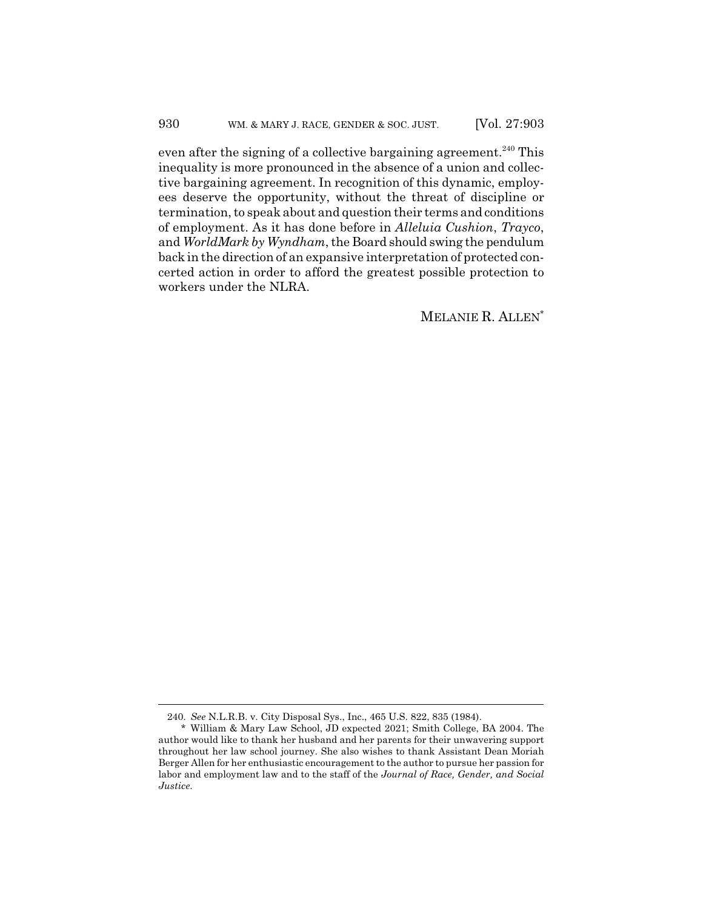even after the signing of a collective bargaining agreement.[240] This inequality is more pronounced in the absence of a union and collective bargaining agreement. In recognition of this dynamic, employees deserve the opportunity, without the threat of discipline or termination, to speak about and question their terms and conditions of employment. As it has done before in *Alleluia Cushion*, *Trayco*, and *WorldMark by Wyndham*, the Board should swing the pendulum back in the direction of an expansive interpretation of protected concerted action in order to afford the greatest possible protection to workers under the NLRA.

MELANIE R. ALLEN[*]

---

240. *See* N.L.R.B. v. City Disposal Sys., Inc., 465 U.S. 822, 835 (1984).

\* William & Mary Law School, JD expected 2021; Smith College, BA 2004. The author would like to thank her husband and her parents for their unwavering support throughout her law school journey. She also wishes to thank Assistant Dean Moriah Berger Allen for her enthusiastic encouragement to the author to pursue her passion for labor and employment law and to the staff of the *Journal of Race, Gender, and Social Justice*.